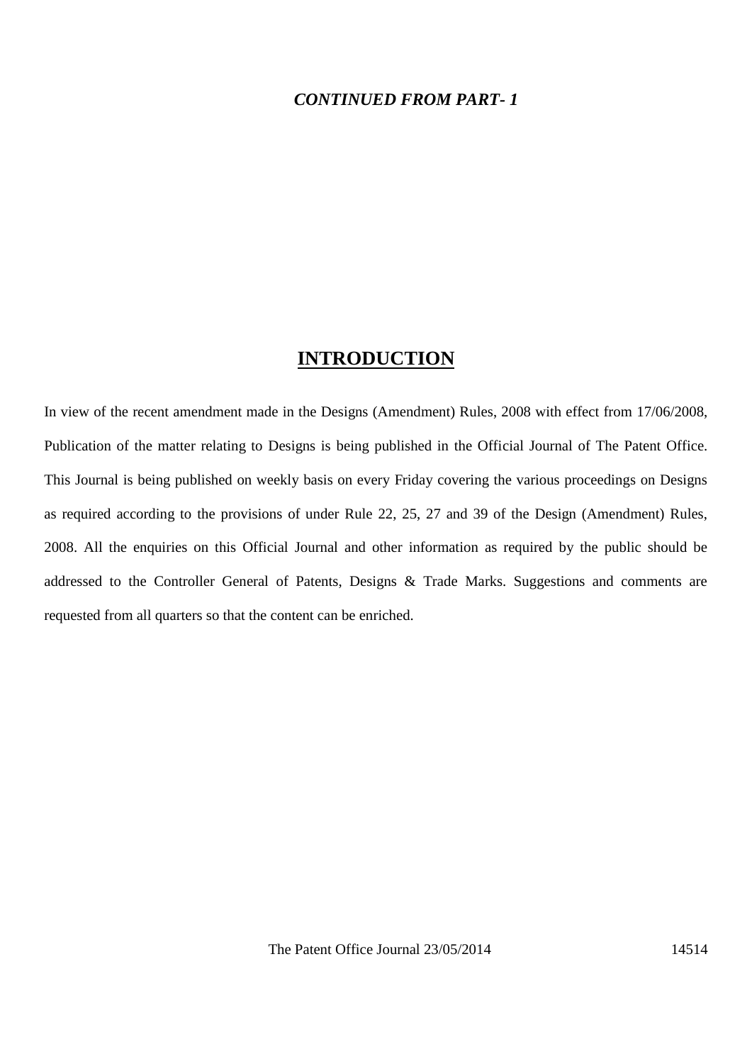***CONTINUED FROM PART- 1***

## INTRODUCTION

In view of the recent amendment made in the Designs (Amendment) Rules, 2008 with effect from 17/06/2008, Publication of the matter relating to Designs is being published in the Official Journal of The Patent Office. This Journal is being published on weekly basis on every Friday covering the various proceedings on Designs as required according to the provisions of under Rule 22, 25, 27 and 39 of the Design (Amendment) Rules, 2008. All the enquiries on this Official Journal and other information as required by the public should be addressed to the Controller General of Patents, Designs & Trade Marks. Suggestions and comments are requested from all quarters so that the content can be enriched.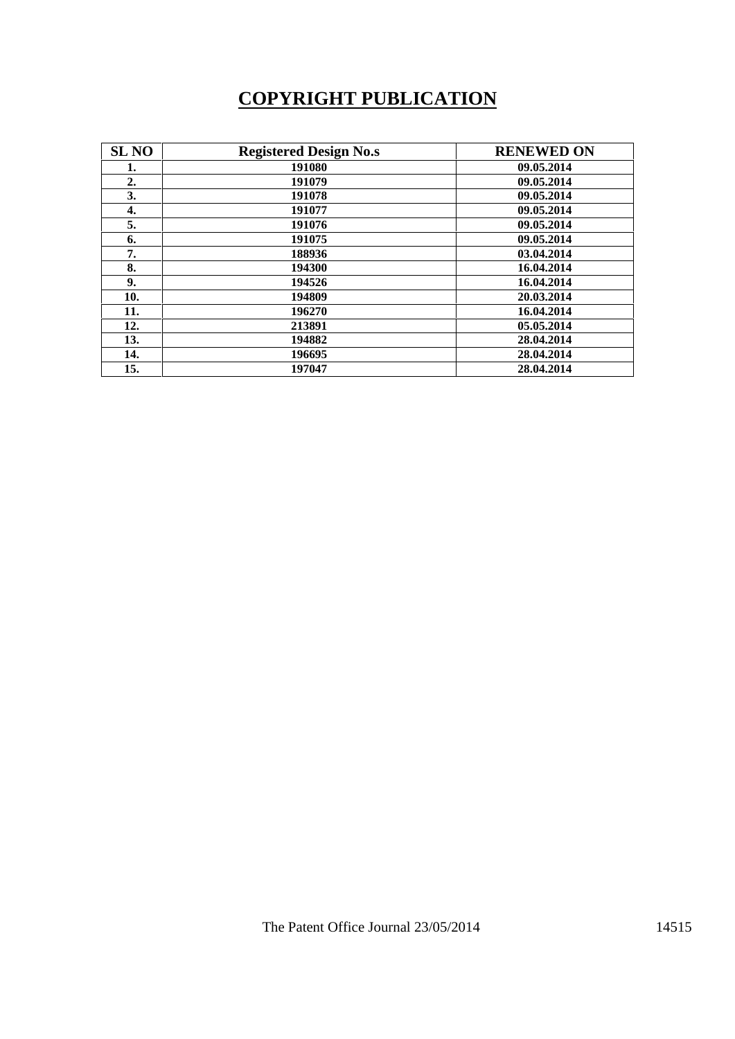# COPYRIGHT PUBLICATION

| SL NO | Registered Design No.s | RENEWED ON |
|---|---|---|
| 1. | 191080 | 09.05.2014 |
| 2. | 191079 | 09.05.2014 |
| 3. | 191078 | 09.05.2014 |
| 4. | 191077 | 09.05.2014 |
| 5. | 191076 | 09.05.2014 |
| 6. | 191075 | 09.05.2014 |
| 7. | 188936 | 03.04.2014 |
| 8. | 194300 | 16.04.2014 |
| 9. | 194526 | 16.04.2014 |
| 10. | 194809 | 20.03.2014 |
| 11. | 196270 | 16.04.2014 |
| 12. | 213891 | 05.05.2014 |
| 13. | 194882 | 28.04.2014 |
| 14. | 196695 | 28.04.2014 |
| 15. | 197047 | 28.04.2014 |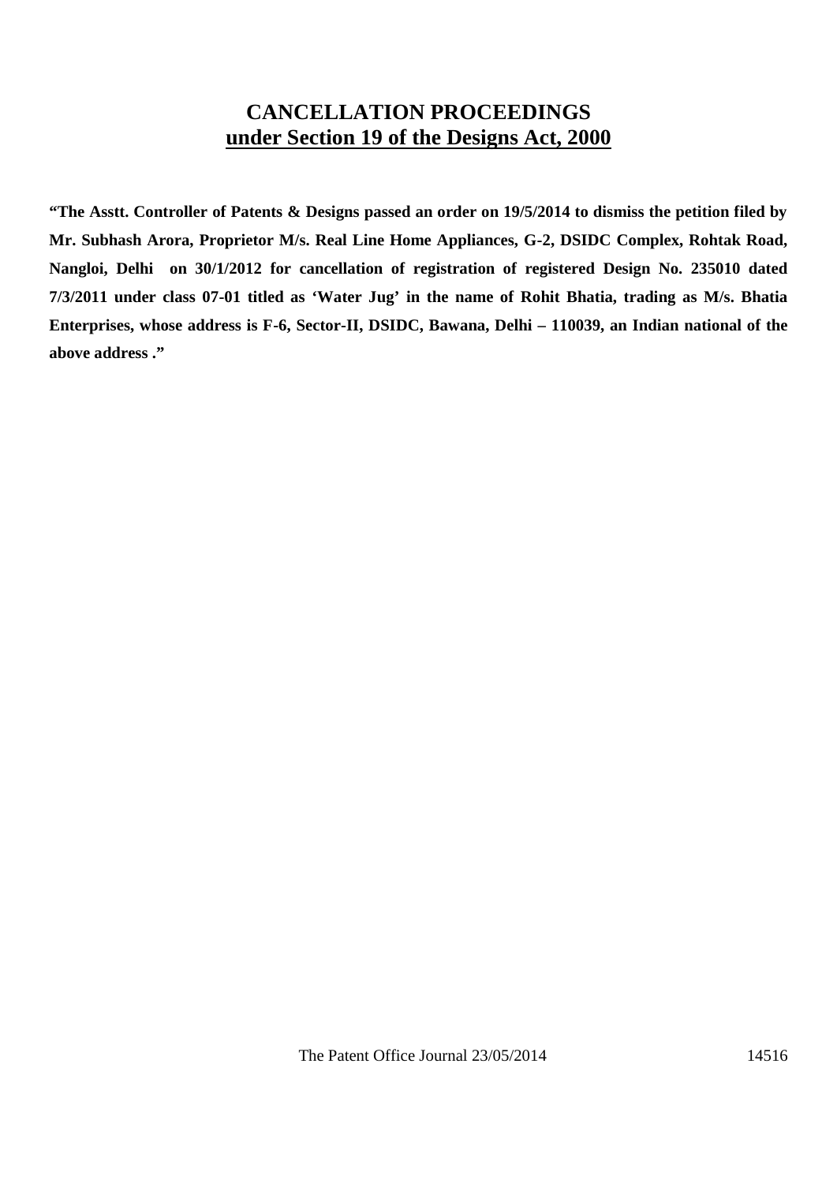# CANCELLATION PROCEEDINGS

## under Section 19 of the Designs Act, 2000

**"The Asstt. Controller of Patents & Designs passed an order on 19/5/2014 to dismiss the petition filed by Mr. Subhash Arora, Proprietor M/s. Real Line Home Appliances, G-2, DSIDC Complex, Rohtak Road, Nangloi, Delhi on 30/1/2012 for cancellation of registration of registered Design No. 235010 dated 7/3/2011 under class 07-01 titled as 'Water Jug' in the name of Rohit Bhatia, trading as M/s. Bhatia Enterprises, whose address is F-6, Sector-II, DSIDC, Bawana, Delhi – 110039, an Indian national of the above address ."**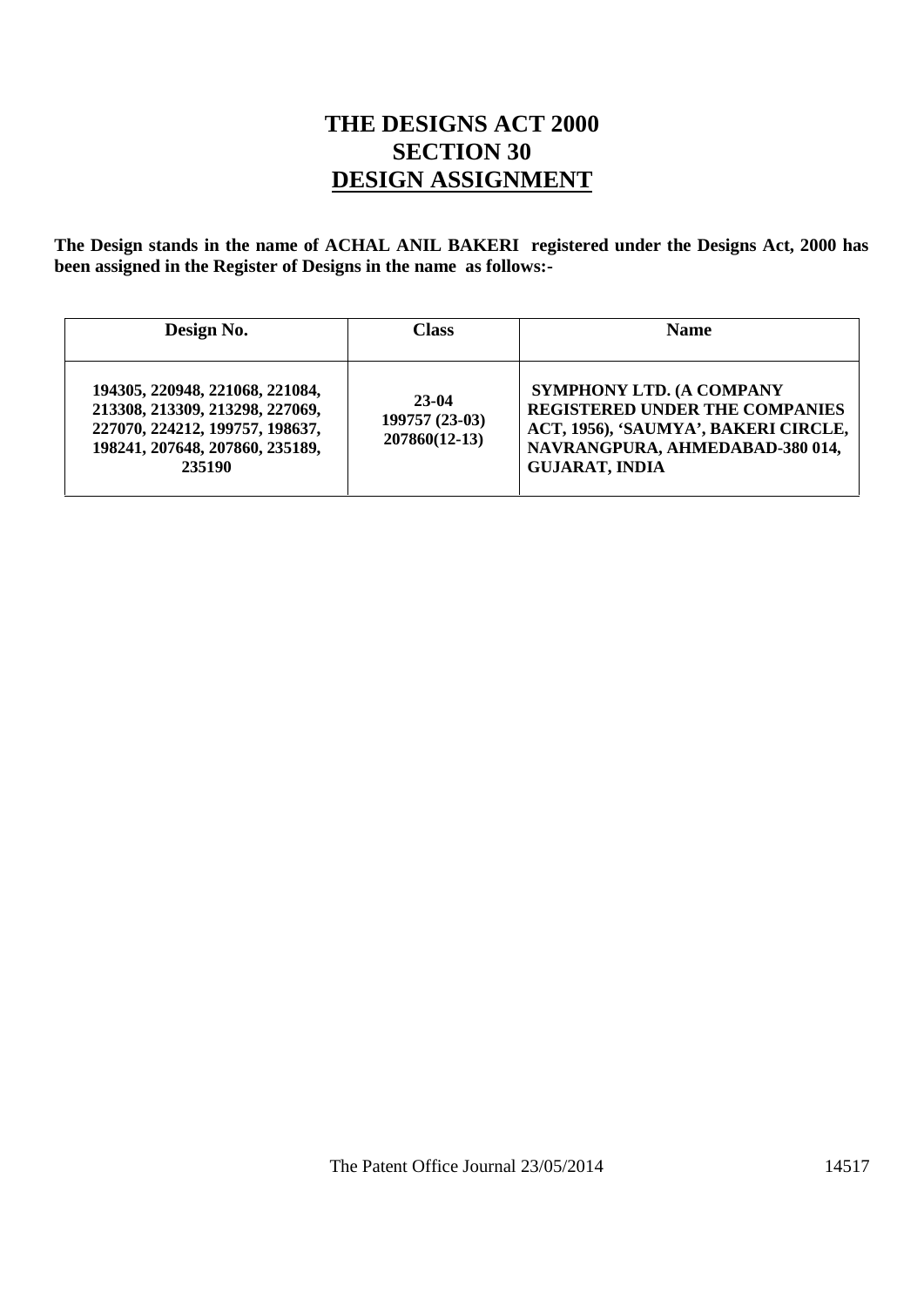# THE DESIGNS ACT 2000
## SECTION 30
## DESIGN ASSIGNMENT

**The Design stands in the name of ACHAL ANIL BAKERI registered under the Designs Act, 2000 has been assigned in the Register of Designs in the name as follows:-**

| Design No. | Class | Name |
|---|---|---|
| 194305, 220948, 221068, 221084, 213308, 213309, 213298, 227069, 227070, 224212, 199757, 198637, 198241, 207648, 207860, 235189, 235190 | 23-04<br>199757 (23-03)<br>207860(12-13) | SYMPHONY LTD. (A COMPANY REGISTERED UNDER THE COMPANIES ACT, 1956), 'SAUMYA', BAKERI CIRCLE, NAVRANGPURA, AHMEDABAD-380 014, GUJARAT, INDIA |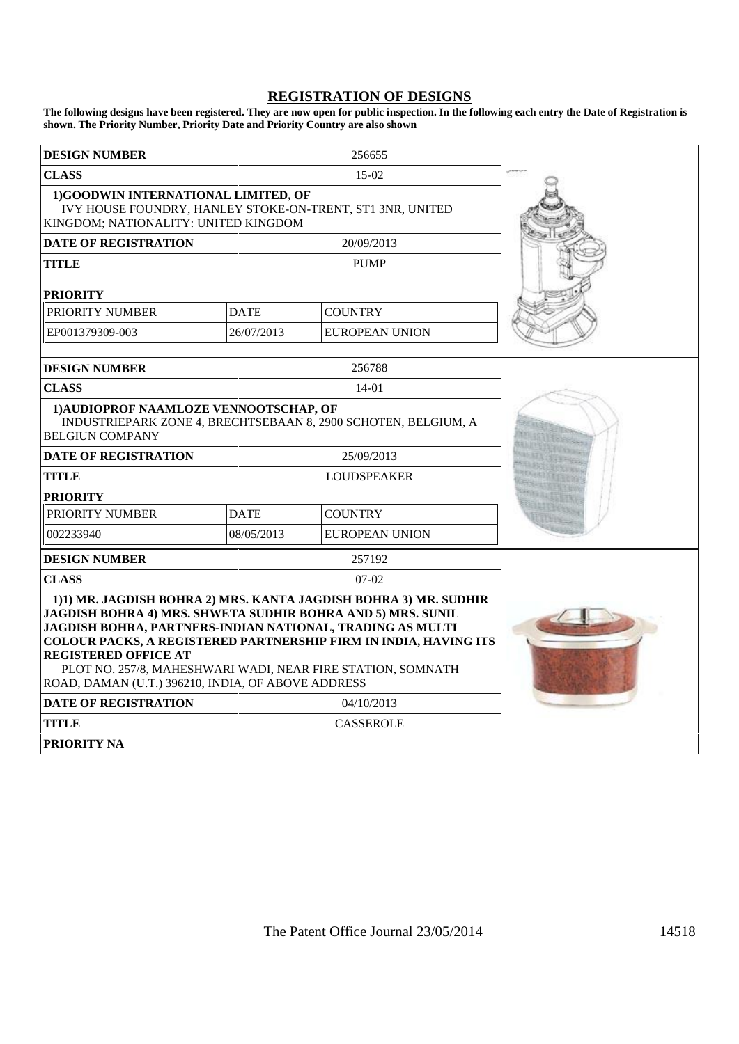## REGISTRATION OF DESIGNS

**The following designs have been registered. They are now open for public inspection. In the following each entry the Date of Registration is shown. The Priority Number, Priority Date and Priority Country are also shown**

| **DESIGN NUMBER** | 256655 | |
|---|---|---|
| **CLASS** | 15-02 | |
| **1)GOODWIN INTERNATIONAL LIMITED, OF** IVY HOUSE FOUNDRY, HANLEY STOKE-ON-TRENT, ST1 3NR, UNITED KINGDOM; NATIONALITY: UNITED KINGDOM | | |
| **DATE OF REGISTRATION** | 20/09/2013 | |
| **TITLE** | PUMP | |
| **PRIORITY** | | |
| PRIORITY NUMBER | DATE | COUNTRY |
| EP001379309-003 | 26/07/2013 | EUROPEAN UNION |

| **DESIGN NUMBER** | 256788 | |
|---|---|---|
| **CLASS** | 14-01 | |
| **1)AUDIOPROF NAAMLOZE VENNOOTSCHAP, OF** INDUSTRIEPARK ZONE 4, BRECHTSEBAAN 8, 2900 SCHOTEN, BELGIUM, A BELGIUN COMPANY | | |
| **DATE OF REGISTRATION** | 25/09/2013 | |
| **TITLE** | LOUDSPEAKER | |
| **PRIORITY** | | |
| PRIORITY NUMBER | DATE | COUNTRY |
| 002233940 | 08/05/2013 | EUROPEAN UNION |

| **DESIGN NUMBER** | 257192 |
|---|---|
| **CLASS** | 07-02 |
| **1)1) MR. JAGDISH BOHRA 2) MRS. KANTA JAGDISH BOHRA 3) MR. SUDHIR JAGDISH BOHRA 4) MRS. SHWETA SUDHIR BOHRA AND 5) MRS. SUNIL JAGDISH BOHRA, PARTNERS-INDIAN NATIONAL, TRADING AS MULTI COLOUR PACKS, A REGISTERED PARTNERSHIP FIRM IN INDIA, HAVING ITS REGISTERED OFFICE AT** PLOT NO. 257/8, MAHESHWARI WADI, NEAR FIRE STATION, SOMNATH ROAD, DAMAN (U.T.) 396210, INDIA, OF ABOVE ADDRESS | |
| **DATE OF REGISTRATION** | 04/10/2013 |
| **TITLE** | CASSEROLE |
| **PRIORITY NA** | |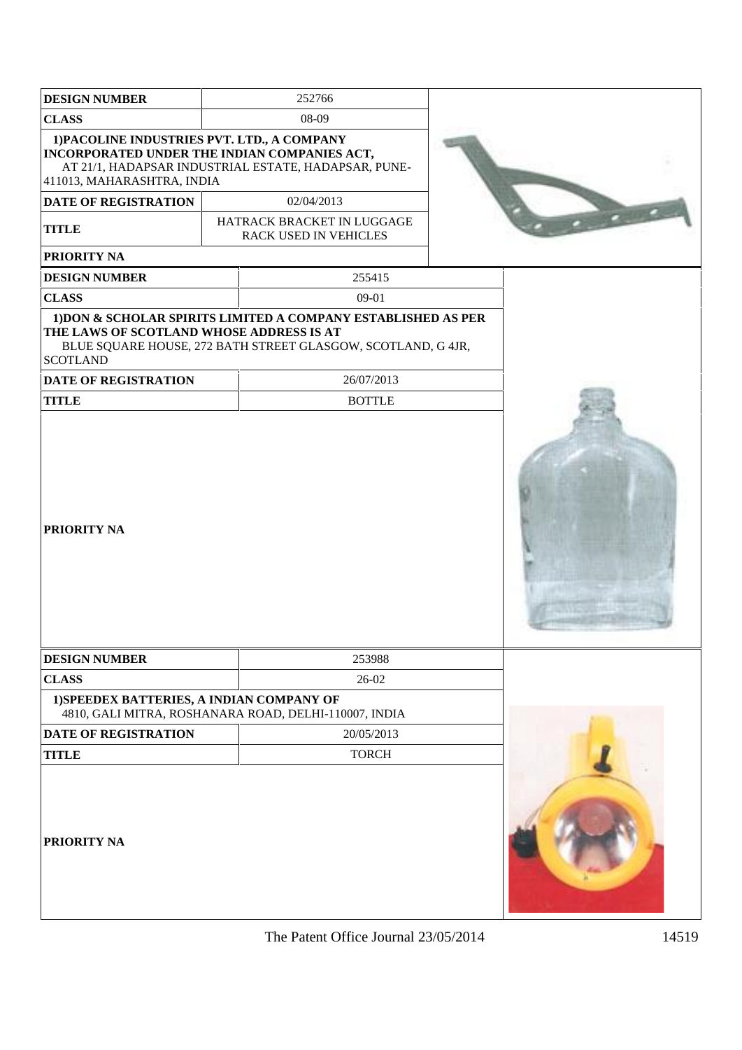| DESIGN NUMBER | 252766 |
| --- | --- |
| CLASS | 08-09 |
| 1)PACOLINE INDUSTRIES PVT. LTD., A COMPANY INCORPORATED UNDER THE INDIAN COMPANIES ACT, AT 21/1, HADAPSAR INDUSTRIAL ESTATE, HADAPSAR, PUNE-411013, MAHARASHTRA, INDIA | |
| DATE OF REGISTRATION | 02/04/2013 |
| TITLE | HATRACK BRACKET IN LUGGAGE RACK USED IN VEHICLES |
| PRIORITY NA | |

| DESIGN NUMBER | 255415 |
| --- | --- |
| CLASS | 09-01 |
| 1)DON & SCHOLAR SPIRITS LIMITED A COMPANY ESTABLISHED AS PER THE LAWS OF SCOTLAND WHOSE ADDRESS IS AT BLUE SQUARE HOUSE, 272 BATH STREET GLASGOW, SCOTLAND, G 4JR, SCOTLAND | |
| DATE OF REGISTRATION | 26/07/2013 |
| TITLE | BOTTLE |
| PRIORITY NA | |

| DESIGN NUMBER | 253988 |
| --- | --- |
| CLASS | 26-02 |
| 1)SPEEDEX BATTERIES, A INDIAN COMPANY OF 4810, GALI MITRA, ROSHANARA ROAD, DELHI-110007, INDIA | |
| DATE OF REGISTRATION | 20/05/2013 |
| TITLE | TORCH |
| PRIORITY NA | |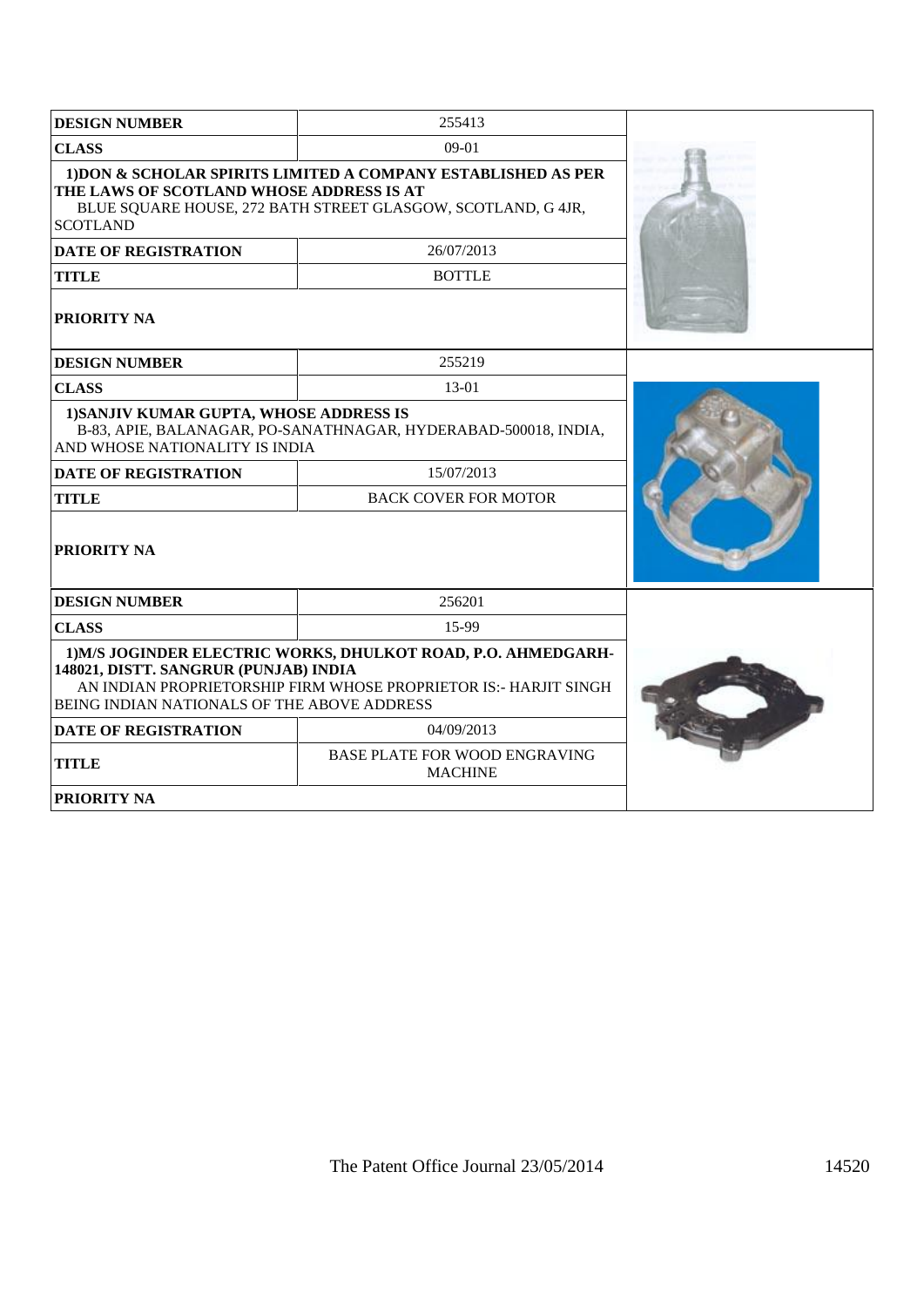| DESIGN NUMBER | 255413 |
|---|---|
| CLASS | 09-01 |
| 1)DON & SCHOLAR SPIRITS LIMITED A COMPANY ESTABLISHED AS PER THE LAWS OF SCOTLAND WHOSE ADDRESS IS AT BLUE SQUARE HOUSE, 272 BATH STREET GLASGOW, SCOTLAND, G 4JR, SCOTLAND | |
| DATE OF REGISTRATION | 26/07/2013 |
| TITLE | BOTTLE |
| PRIORITY NA | |

| DESIGN NUMBER | 255219 |
|---|---|
| CLASS | 13-01 |
| 1)SANJIV KUMAR GUPTA, WHOSE ADDRESS IS B-83, APIE, BALANAGAR, PO-SANATHNAGAR, HYDERABAD-500018, INDIA, AND WHOSE NATIONALITY IS INDIA | |
| DATE OF REGISTRATION | 15/07/2013 |
| TITLE | BACK COVER FOR MOTOR |
| PRIORITY NA | |

| DESIGN NUMBER | 256201 |
|---|---|
| CLASS | 15-99 |
| 1)M/S JOGINDER ELECTRIC WORKS, DHULKOT ROAD, P.O. AHMEDGARH-148021, DISTT. SANGRUR (PUNJAB) INDIA AN INDIAN PROPRIETORSHIP FIRM WHOSE PROPRIETOR IS:- HARJIT SINGH BEING INDIAN NATIONALS OF THE ABOVE ADDRESS | |
| DATE OF REGISTRATION | 04/09/2013 |
| TITLE | BASE PLATE FOR WOOD ENGRAVING MACHINE |
| PRIORITY NA | |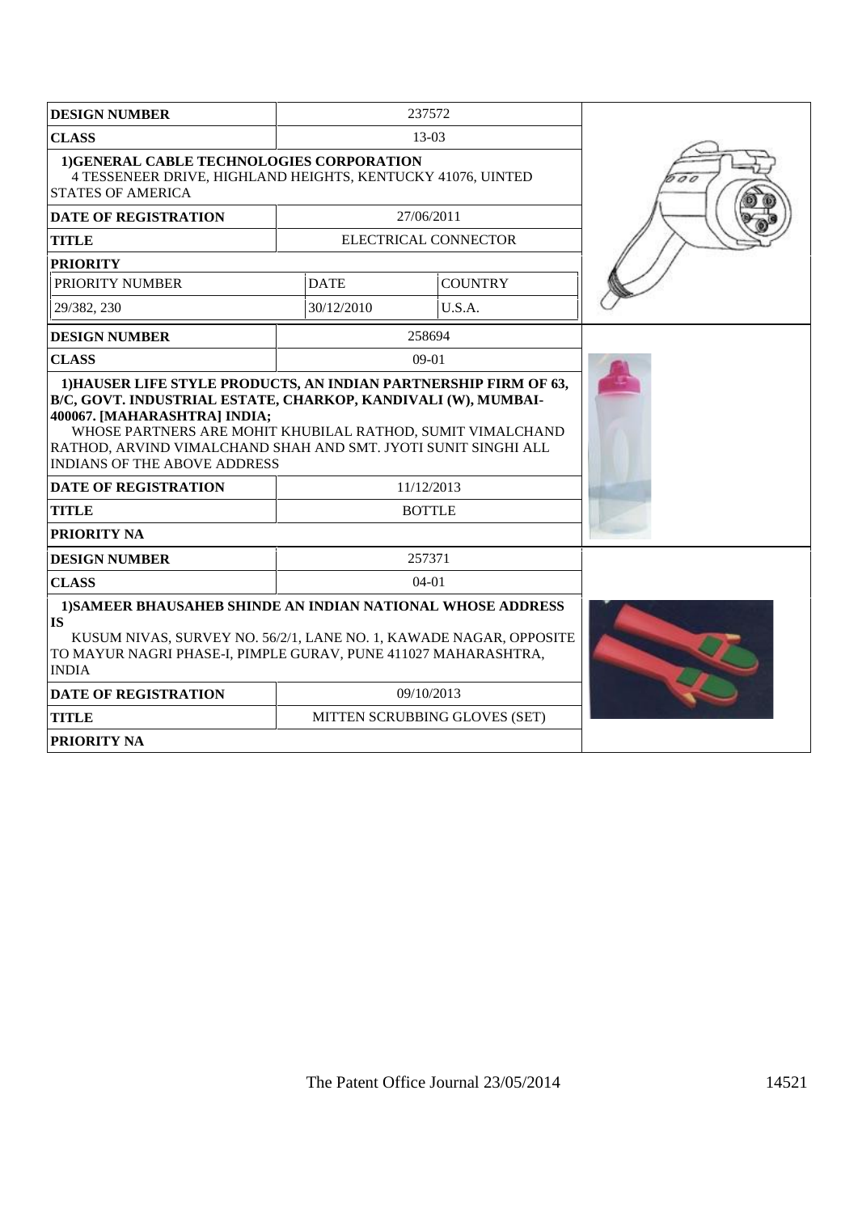| DESIGN NUMBER | 237572 | |
|---|---|---|
| CLASS | 13-03 | |
| **1)GENERAL CABLE TECHNOLOGIES CORPORATION** 4 TESSENEER DRIVE, HIGHLAND HEIGHTS, KENTUCKY 41076, UINTED STATES OF AMERICA | | |
| DATE OF REGISTRATION | 27/06/2011 | |
| TITLE | ELECTRICAL CONNECTOR | |
| PRIORITY | | |
| PRIORITY NUMBER | DATE | COUNTRY |
| 29/382, 230 | 30/12/2010 | U.S.A. |

| DESIGN NUMBER | 258694 |
|---|---|
| CLASS | 09-01 |
| **1)HAUSER LIFE STYLE PRODUCTS, AN INDIAN PARTNERSHIP FIRM OF 63, B/C, GOVT. INDUSTRIAL ESTATE, CHARKOP, KANDIVALI (W), MUMBAI-400067. [MAHARASHTRA] INDIA;** WHOSE PARTNERS ARE MOHIT KHUBILAL RATHOD, SUMIT VIMALCHAND RATHOD, ARVIND VIMALCHAND SHAH AND SMT. JYOTI SUNIT SINGHI ALL INDIANS OF THE ABOVE ADDRESS | |
| DATE OF REGISTRATION | 11/12/2013 |
| TITLE | BOTTLE |
| PRIORITY NA | |

| DESIGN NUMBER | 257371 |
|---|---|
| CLASS | 04-01 |
| **1)SAMEER BHAUSAHEB SHINDE AN INDIAN NATIONAL WHOSE ADDRESS IS** KUSUM NIVAS, SURVEY NO. 56/2/1, LANE NO. 1, KAWADE NAGAR, OPPOSITE TO MAYUR NAGRI PHASE-I, PIMPLE GURAV, PUNE 411027 MAHARASHTRA, INDIA | |
| DATE OF REGISTRATION | 09/10/2013 |
| TITLE | MITTEN SCRUBBING GLOVES (SET) |
| PRIORITY NA | |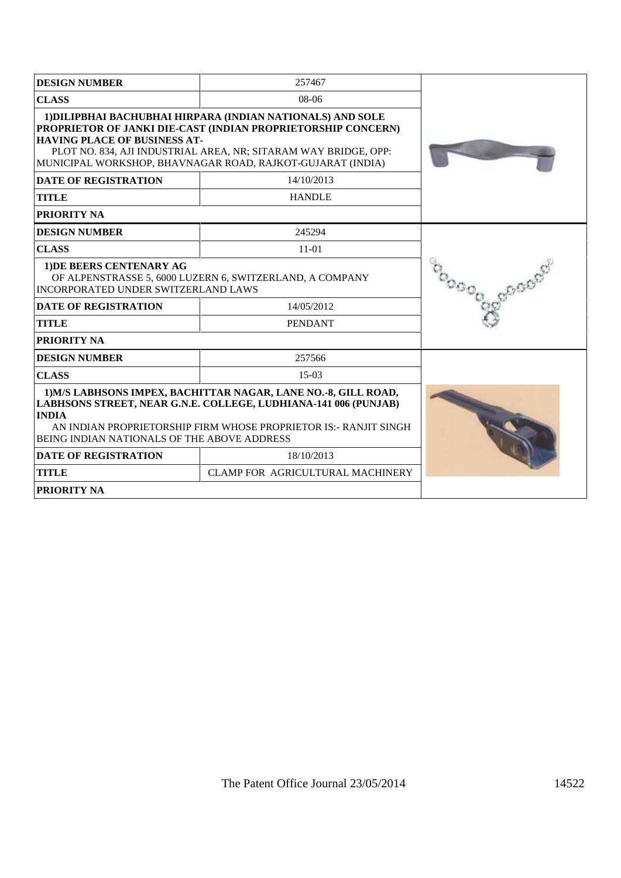| DESIGN NUMBER | 257467 |
|---|---|
| CLASS | 08-06 |
| 1)DILIPBHAI BACHUBHAI HIRPARA (INDIAN NATIONALS) AND SOLE PROPRIETOR OF JANKI DIE-CAST (INDIAN PROPRIETORSHIP CONCERN) HAVING PLACE OF BUSINESS AT- PLOT NO. 834, AJI INDUSTRIAL AREA, NR; SITARAM WAY BRIDGE, OPP: MUNICIPAL WORKSHOP, BHAVNAGAR ROAD, RAJKOT-GUJARAT (INDIA) | |
| DATE OF REGISTRATION | 14/10/2013 |
| TITLE | HANDLE |
| PRIORITY NA | |

| DESIGN NUMBER | 245294 |
|---|---|
| CLASS | 11-01 |
| 1)DE BEERS CENTENARY AG OF ALPENSTRASSE 5, 6000 LUZERN 6, SWITZERLAND, A COMPANY INCORPORATED UNDER SWITZERLAND LAWS | |
| DATE OF REGISTRATION | 14/05/2012 |
| TITLE | PENDANT |
| PRIORITY NA | |

| DESIGN NUMBER | 257566 |
|---|---|
| CLASS | 15-03 |
| 1)M/S LABHSONS IMPEX, BACHITTAR NAGAR, LANE NO.-8, GILL ROAD, LABHSONS STREET, NEAR G.N.E. COLLEGE, LUDHIANA-141 006 (PUNJAB) INDIA AN INDIAN PROPRIETORSHIP FIRM WHOSE PROPRIETOR IS:- RANJIT SINGH BEING INDIAN NATIONALS OF THE ABOVE ADDRESS | |
| DATE OF REGISTRATION | 18/10/2013 |
| TITLE | CLAMP FOR AGRICULTURAL MACHINERY |
| PRIORITY NA | |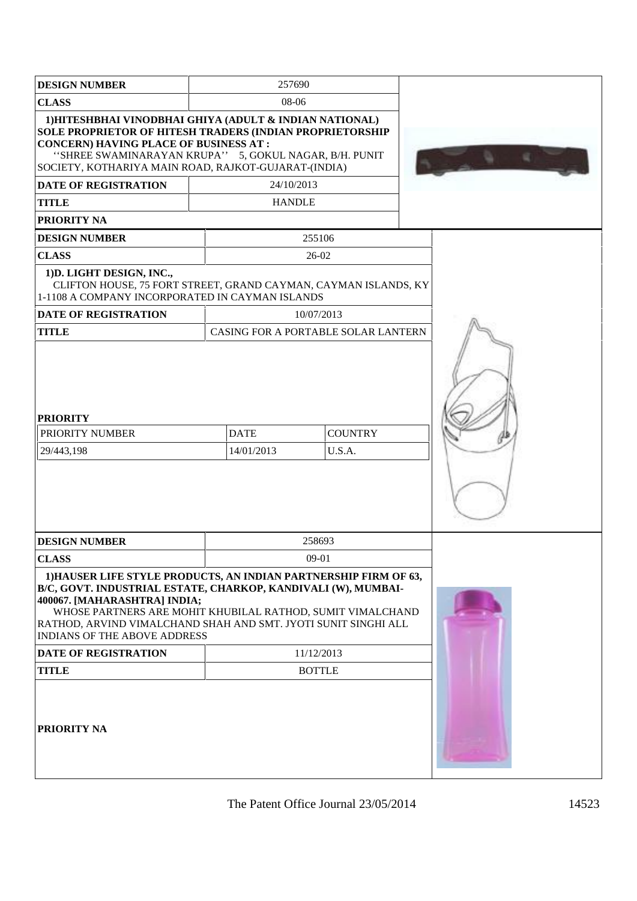| DESIGN NUMBER | 257690 |
| --- | --- |
| CLASS | 08-06 |
| 1)HITESHBHAI VINODBHAI GHIYA (ADULT & INDIAN NATIONAL) SOLE PROPRIETOR OF HITESH TRADERS (INDIAN PROPRIETORSHIP CONCERN) HAVING PLACE OF BUSINESS AT : ''SHREE SWAMINARAYAN KRUPA'' 5, GOKUL NAGAR, B/H. PUNIT SOCIETY, KOTHARIYA MAIN ROAD, RAJKOT-GUJARAT-(INDIA) | |
| DATE OF REGISTRATION | 24/10/2013 |
| TITLE | HANDLE |
| PRIORITY NA | |

| DESIGN NUMBER | 255106 | |
| --- | --- | --- |
| CLASS | 26-02 | |
| 1)D. LIGHT DESIGN, INC., CLIFTON HOUSE, 75 FORT STREET, GRAND CAYMAN, CAYMAN ISLANDS, KY 1-1108 A COMPANY INCORPORATED IN CAYMAN ISLANDS | | |
| DATE OF REGISTRATION | 10/07/2013 | |
| TITLE | CASING FOR A PORTABLE SOLAR LANTERN | |
| PRIORITY | | |
| PRIORITY NUMBER | DATE | COUNTRY |
| 29/443,198 | 14/01/2013 | U.S.A. |

| DESIGN NUMBER | 258693 |
| --- | --- |
| CLASS | 09-01 |
| 1)HAUSER LIFE STYLE PRODUCTS, AN INDIAN PARTNERSHIP FIRM OF 63, B/C, GOVT. INDUSTRIAL ESTATE, CHARKOP, KANDIVALI (W), MUMBAI-400067. [MAHARASHTRA] INDIA; WHOSE PARTNERS ARE MOHIT KHUBILAL RATHOD, SUMIT VIMALCHAND RATHOD, ARVIND VIMALCHAND SHAH AND SMT. JYOTI SUNIT SINGHI ALL INDIANS OF THE ABOVE ADDRESS | |
| DATE OF REGISTRATION | 11/12/2013 |
| TITLE | BOTTLE |
| PRIORITY NA | |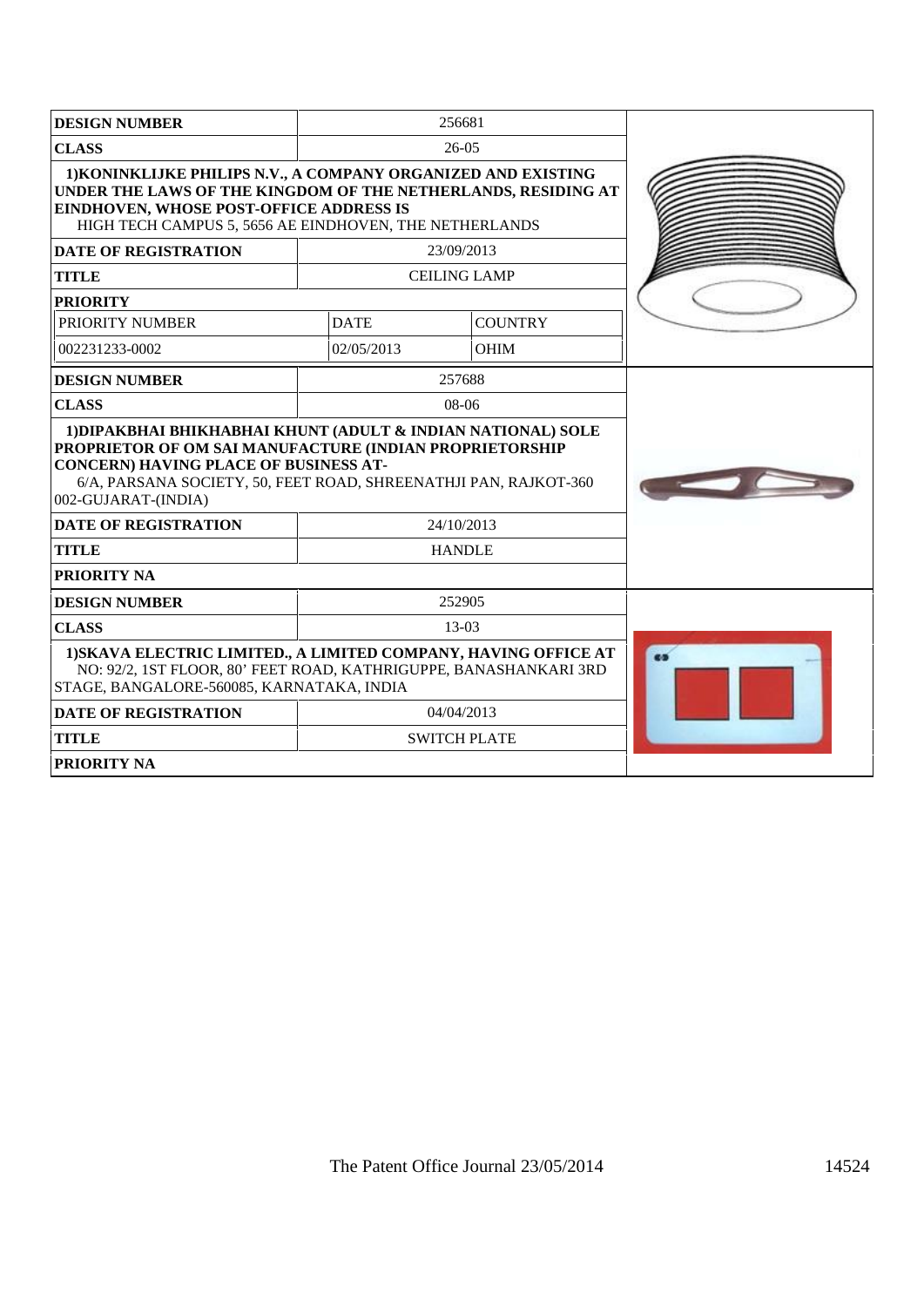| DESIGN NUMBER | 256681 | |
|---|---|---|
| CLASS | 26-05 | |
| 1)KONINKLIJKE PHILIPS N.V., A COMPANY ORGANIZED AND EXISTING UNDER THE LAWS OF THE KINGDOM OF THE NETHERLANDS, RESIDING AT EINDHOVEN, WHOSE POST-OFFICE ADDRESS IS HIGH TECH CAMPUS 5, 5656 AE EINDHOVEN, THE NETHERLANDS | | |
| DATE OF REGISTRATION | 23/09/2013 | |
| TITLE | CEILING LAMP | |
| PRIORITY | | |
| PRIORITY NUMBER | DATE | COUNTRY |
| 002231233-0002 | 02/05/2013 | OHIM |

| DESIGN NUMBER | 257688 |
|---|---|
| CLASS | 08-06 |
| 1)DIPAKBHAI BHIKHABHAI KHUNT (ADULT & INDIAN NATIONAL) SOLE PROPRIETOR OF OM SAI MANUFACTURE (INDIAN PROPRIETORSHIP CONCERN) HAVING PLACE OF BUSINESS AT- 6/A, PARSANA SOCIETY, 50, FEET ROAD, SHREENATHJI PAN, RAJKOT-360 002-GUJARAT-(INDIA) | |
| DATE OF REGISTRATION | 24/10/2013 |
| TITLE | HANDLE |
| PRIORITY NA | |

| DESIGN NUMBER | 252905 |
|---|---|
| CLASS | 13-03 |
| 1)SKAVA ELECTRIC LIMITED., A LIMITED COMPANY, HAVING OFFICE AT NO: 92/2, 1ST FLOOR, 80' FEET ROAD, KATHRIGUPPE, BANASHANKARI 3RD STAGE, BANGALORE-560085, KARNATAKA, INDIA | |
| DATE OF REGISTRATION | 04/04/2013 |
| TITLE | SWITCH PLATE |
| PRIORITY NA | |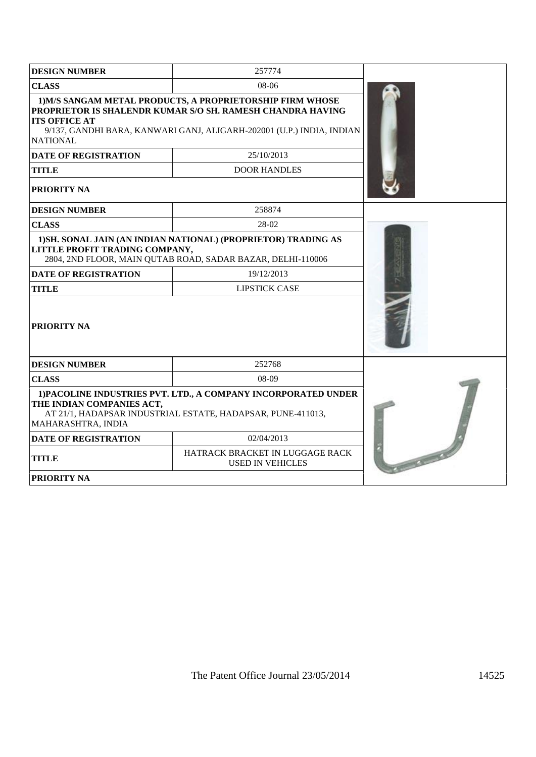| DESIGN NUMBER | 257774 |
|---|---|
| CLASS | 08-06 |
| **1)M/S SANGAM METAL PRODUCTS, A PROPRIETORSHIP FIRM WHOSE PROPRIETOR IS SHALENDR KUMAR S/O SH. RAMESH CHANDRA HAVING ITS OFFICE AT** 9/137, GANDHI BARA, KANWARI GANJ, ALIGARH-202001 (U.P.) INDIA, INDIAN NATIONAL | |
| DATE OF REGISTRATION | 25/10/2013 |
| TITLE | DOOR HANDLES |
| PRIORITY NA | |

| DESIGN NUMBER | 258874 |
|---|---|
| CLASS | 28-02 |
| **1)SH. SONAL JAIN (AN INDIAN NATIONAL) (PROPRIETOR) TRADING AS LITTLE PROFIT TRADING COMPANY,** 2804, 2ND FLOOR, MAIN QUTAB ROAD, SADAR BAZAR, DELHI-110006 | |
| DATE OF REGISTRATION | 19/12/2013 |
| TITLE | LIPSTICK CASE |
| PRIORITY NA | |

| DESIGN NUMBER | 252768 |
|---|---|
| CLASS | 08-09 |
| **1)PACOLINE INDUSTRIES PVT. LTD., A COMPANY INCORPORATED UNDER THE INDIAN COMPANIES ACT,** AT 21/1, HADAPSAR INDUSTRIAL ESTATE, HADAPSAR, PUNE-411013, MAHARASHTRA, INDIA | |
| DATE OF REGISTRATION | 02/04/2013 |
| TITLE | HATRACK BRACKET IN LUGGAGE RACK USED IN VEHICLES |
| PRIORITY NA | |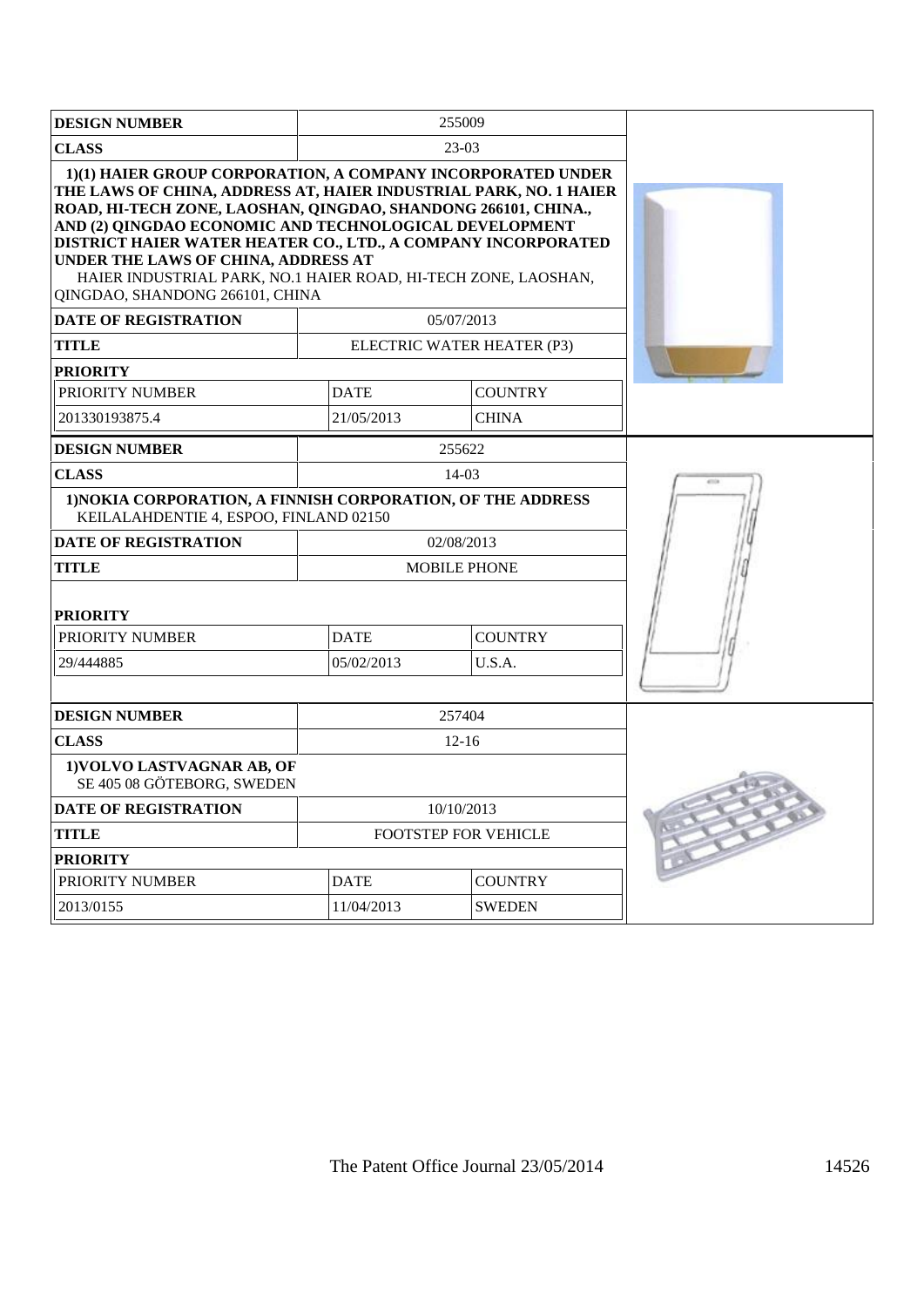| DESIGN NUMBER | 255009 | |
|---|---|---|
| CLASS | 23-03 | |
| **1)(1) HAIER GROUP CORPORATION, A COMPANY INCORPORATED UNDER THE LAWS OF CHINA, ADDRESS AT, HAIER INDUSTRIAL PARK, NO. 1 HAIER ROAD, HI-TECH ZONE, LAOSHAN, QINGDAO, SHANDONG 266101, CHINA., AND (2) QINGDAO ECONOMIC AND TECHNOLOGICAL DEVELOPMENT DISTRICT HAIER WATER HEATER CO., LTD., A COMPANY INCORPORATED UNDER THE LAWS OF CHINA, ADDRESS AT** HAIER INDUSTRIAL PARK, NO.1 HAIER ROAD, HI-TECH ZONE, LAOSHAN, QINGDAO, SHANDONG 266101, CHINA | | |
| **DATE OF REGISTRATION** | 05/07/2013 | |
| **TITLE** | ELECTRIC WATER HEATER (P3) | |
| **PRIORITY** | | |
| PRIORITY NUMBER | DATE | COUNTRY |
| 201330193875.4 | 21/05/2013 | CHINA |

| DESIGN NUMBER | 255622 | |
|---|---|---|
| CLASS | 14-03 | |
| **1)NOKIA CORPORATION, A FINNISH CORPORATION, OF THE ADDRESS** KEILALAHDENTIE 4, ESPOO, FINLAND 02150 | | |
| **DATE OF REGISTRATION** | 02/08/2013 | |
| **TITLE** | MOBILE PHONE | |
| **PRIORITY** | | |
| PRIORITY NUMBER | DATE | COUNTRY |
| 29/444885 | 05/02/2013 | U.S.A. |

| DESIGN NUMBER | 257404 | |
|---|---|---|
| CLASS | 12-16 | |
| **1)VOLVO LASTVAGNAR AB, OF** SE 405 08 GÖTEBORG, SWEDEN | | |
| **DATE OF REGISTRATION** | 10/10/2013 | |
| **TITLE** | FOOTSTEP FOR VEHICLE | |
| **PRIORITY** | | |
| PRIORITY NUMBER | DATE | COUNTRY |
| 2013/0155 | 11/04/2013 | SWEDEN |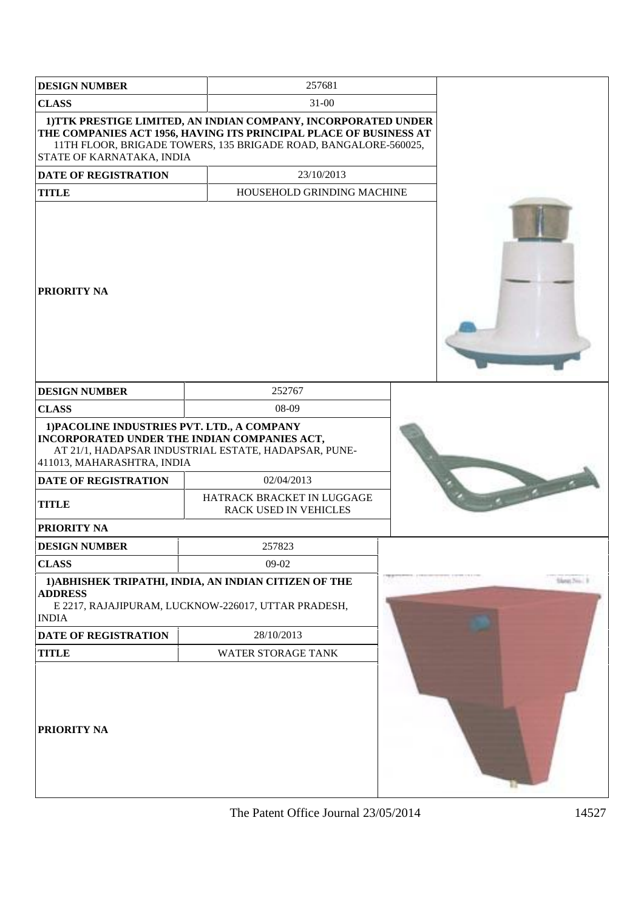| DESIGN NUMBER | 257681 |
|---|---|
| CLASS | 31-00 |
| 1)TTK PRESTIGE LIMITED, AN INDIAN COMPANY, INCORPORATED UNDER THE COMPANIES ACT 1956, HAVING ITS PRINCIPAL PLACE OF BUSINESS AT 11TH FLOOR, BRIGADE TOWERS, 135 BRIGADE ROAD, BANGALORE-560025, STATE OF KARNATAKA, INDIA | |
| DATE OF REGISTRATION | 23/10/2013 |
| TITLE | HOUSEHOLD GRINDING MACHINE |
| PRIORITY NA | |

| DESIGN NUMBER | 252767 |
|---|---|
| CLASS | 08-09 |
| 1)PACOLINE INDUSTRIES PVT. LTD., A COMPANY INCORPORATED UNDER THE INDIAN COMPANIES ACT, AT 21/1, HADAPSAR INDUSTRIAL ESTATE, HADAPSAR, PUNE-411013, MAHARASHTRA, INDIA | |
| DATE OF REGISTRATION | 02/04/2013 |
| TITLE | HATRACK BRACKET IN LUGGAGE RACK USED IN VEHICLES |
| PRIORITY NA | |

| DESIGN NUMBER | 257823 |
|---|---|
| CLASS | 09-02 |
| 1)ABHISHEK TRIPATHI, INDIA, AN INDIAN CITIZEN OF THE ADDRESS E 2217, RAJAJIPURAM, LUCKNOW-226017, UTTAR PRADESH, INDIA | |
| DATE OF REGISTRATION | 28/10/2013 |
| TITLE | WATER STORAGE TANK |
| PRIORITY NA | |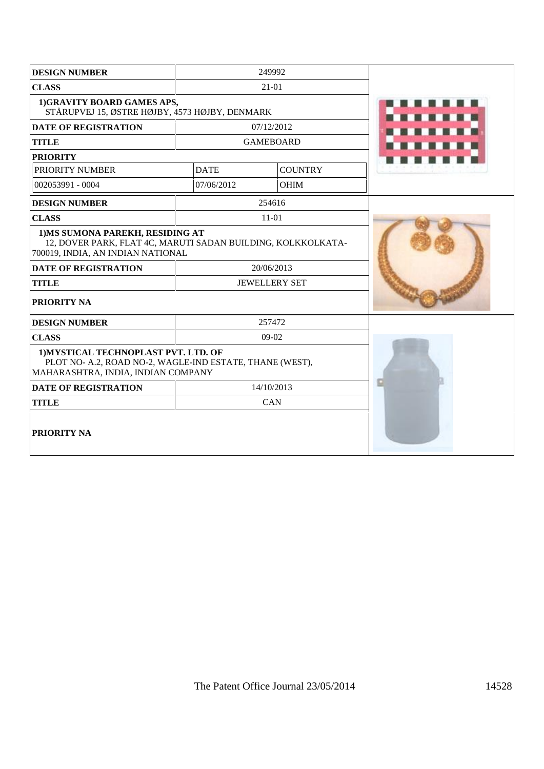| DESIGN NUMBER | 249992 | |
|---|---|---|
| CLASS | 21-01 | |
| 1)GRAVITY BOARD GAMES APS, STÅRUPVEJ 15, ØSTRE HØJBY, 4573 HØJBY, DENMARK | | |
| DATE OF REGISTRATION | 07/12/2012 | |
| TITLE | GAMEBOARD | |
| PRIORITY | | |
| PRIORITY NUMBER | DATE | COUNTRY |
| 002053991 - 0004 | 07/06/2012 | OHIM |

| DESIGN NUMBER | 254616 |
|---|---|
| CLASS | 11-01 |
| 1)MS SUMONA PAREKH, RESIDING AT 12, DOVER PARK, FLAT 4C, MARUTI SADAN BUILDING, KOLKKOLKATA-700019, INDIA, AN INDIAN NATIONAL | |
| DATE OF REGISTRATION | 20/06/2013 |
| TITLE | JEWELLERY SET |
| PRIORITY NA | |

| DESIGN NUMBER | 257472 |
|---|---|
| CLASS | 09-02 |
| 1)MYSTICAL TECHNOPLAST PVT. LTD. OF PLOT NO- A.2, ROAD NO-2, WAGLE-IND ESTATE, THANE (WEST), MAHARASHTRA, INDIA, INDIAN COMPANY | |
| DATE OF REGISTRATION | 14/10/2013 |
| TITLE | CAN |
| PRIORITY NA | |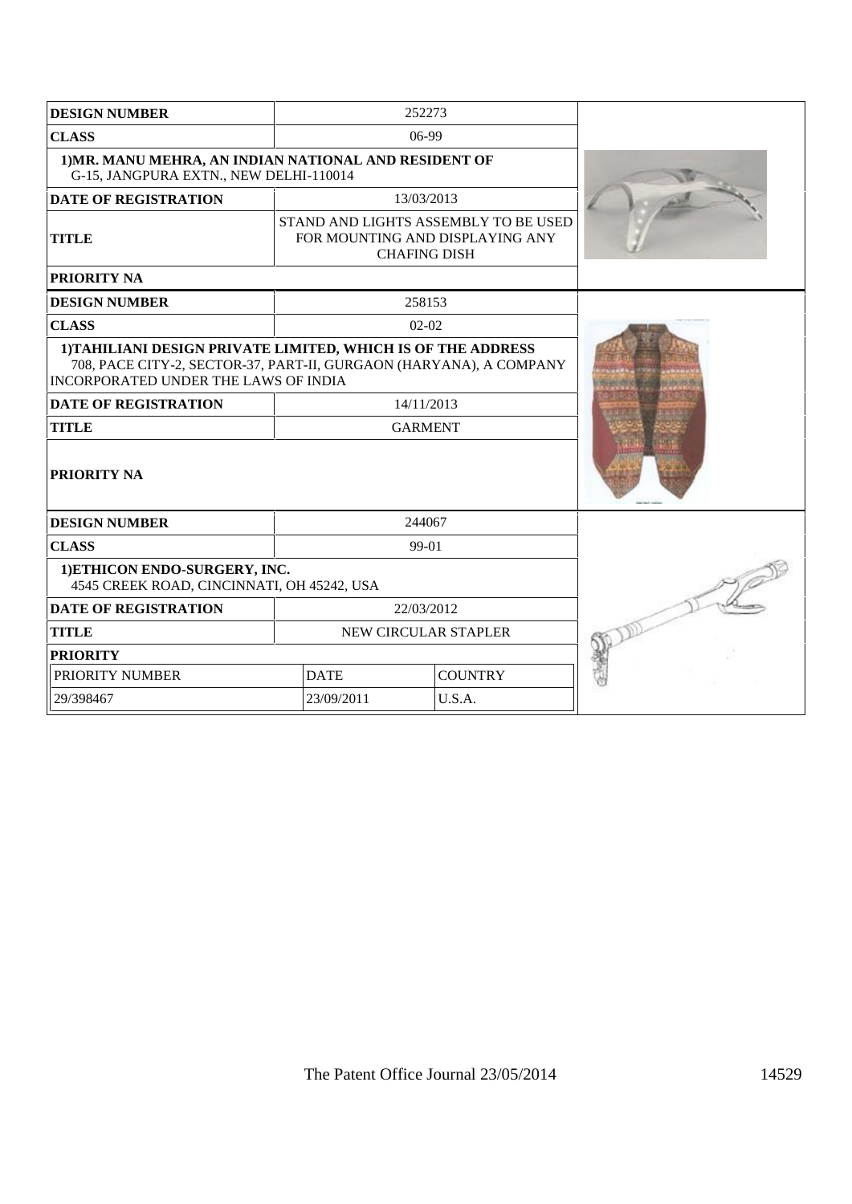| DESIGN NUMBER | 252273 | |
|---|---|---|
| CLASS | 06-99 | |
| 1)MR. MANU MEHRA, AN INDIAN NATIONAL AND RESIDENT OF G-15, JANGPURA EXTN., NEW DELHI-110014 | | |
| DATE OF REGISTRATION | 13/03/2013 | |
| TITLE | STAND AND LIGHTS ASSEMBLY TO BE USED FOR MOUNTING AND DISPLAYING ANY CHAFING DISH | |
| PRIORITY NA | | |

| DESIGN NUMBER | 258153 |
|---|---|
| CLASS | 02-02 |
| 1)TAHILIANI DESIGN PRIVATE LIMITED, WHICH IS OF THE ADDRESS 708, PACE CITY-2, SECTOR-37, PART-II, GURGAON (HARYANA), A COMPANY INCORPORATED UNDER THE LAWS OF INDIA | |
| DATE OF REGISTRATION | 14/11/2013 |
| TITLE | GARMENT |
| PRIORITY NA | |

| DESIGN NUMBER | 244067 | |
|---|---|---|
| CLASS | 99-01 | |
| 1)ETHICON ENDO-SURGERY, INC. 4545 CREEK ROAD, CINCINNATI, OH 45242, USA | | |
| DATE OF REGISTRATION | 22/03/2012 | |
| TITLE | NEW CIRCULAR STAPLER | |
| PRIORITY | | |
| PRIORITY NUMBER | DATE | COUNTRY |
| 29/398467 | 23/09/2011 | U.S.A. |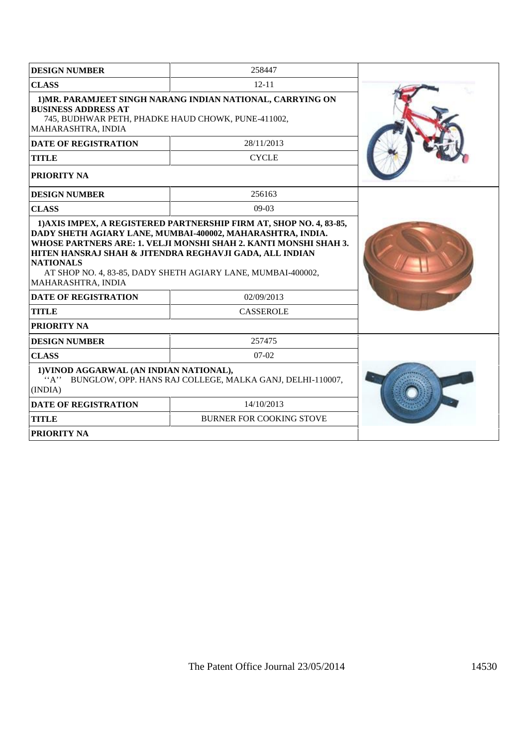| DESIGN NUMBER | 258447 |
| --- | --- |
| CLASS | 12-11 |
| **1)MR. PARAMJEET SINGH NARANG INDIAN NATIONAL, CARRYING ON BUSINESS ADDRESS AT** 745, BUDHWAR PETH, PHADKE HAUD CHOWK, PUNE-411002, MAHARASHTRA, INDIA | |
| DATE OF REGISTRATION | 28/11/2013 |
| TITLE | CYCLE |
| PRIORITY NA | |

| DESIGN NUMBER | 256163 |
| --- | --- |
| CLASS | 09-03 |
| **1)AXIS IMPEX, A REGISTERED PARTNERSHIP FIRM AT, SHOP NO. 4, 83-85, DADY SHETH AGIARY LANE, MUMBAI-400002, MAHARASHTRA, INDIA. WHOSE PARTNERS ARE: 1. VELJI MONSHI SHAH 2. KANTI MONSHI SHAH 3. HITEN HANSRAJ SHAH & JITENDRA REGHAVJI GADA, ALL INDIAN NATIONALS** AT SHOP NO. 4, 83-85, DADY SHETH AGIARY LANE, MUMBAI-400002, MAHARASHTRA, INDIA | |
| DATE OF REGISTRATION | 02/09/2013 |
| TITLE | CASSEROLE |
| PRIORITY NA | |

| DESIGN NUMBER | 257475 |
| --- | --- |
| CLASS | 07-02 |
| **1)VINOD AGGARWAL (AN INDIAN NATIONAL),** ''A'' BUNGLOW, OPP. HANS RAJ COLLEGE, MALKA GANJ, DELHI-110007, (INDIA) | |
| DATE OF REGISTRATION | 14/10/2013 |
| TITLE | BURNER FOR COOKING STOVE |
| PRIORITY NA | |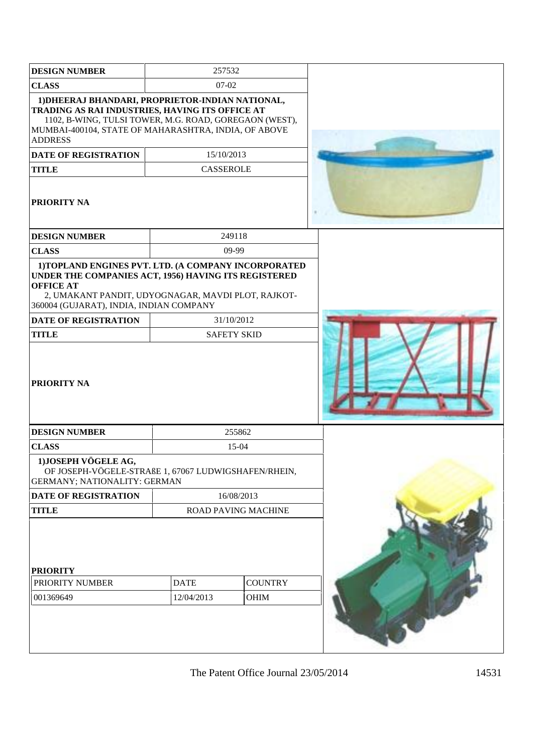| DESIGN NUMBER | 257532 |
|---|---|
| CLASS | 07-02 |
| **1)DHEERAJ BHANDARI, PROPRIETOR-INDIAN NATIONAL, TRADING AS RAI INDUSTRIES, HAVING ITS OFFICE AT** 1102, B-WING, TULSI TOWER, M.G. ROAD, GOREGAON (WEST), MUMBAI-400104, STATE OF MAHARASHTRA, INDIA, OF ABOVE ADDRESS | |
| DATE OF REGISTRATION | 15/10/2013 |
| TITLE | CASSEROLE |
| PRIORITY NA | |

| DESIGN NUMBER | 249118 |
|---|---|
| CLASS | 09-99 |
| **1)TOPLAND ENGINES PVT. LTD. (A COMPANY INCORPORATED UNDER THE COMPANIES ACT, 1956) HAVING ITS REGISTERED OFFICE AT** 2, UMAKANT PANDIT, UDYOGNAGAR, MAVDI PLOT, RAJKOT-360004 (GUJARAT), INDIA, INDIAN COMPANY | |
| DATE OF REGISTRATION | 31/10/2012 |
| TITLE | SAFETY SKID |
| PRIORITY NA | |

| DESIGN NUMBER | 255862 | |
|---|---|---|
| CLASS | 15-04 | |
| **1)JOSEPH VÖGELE AG,** OF JOSEPH-VÖGELE-STRAßE 1, 67067 LUDWIGSHAFEN/RHEIN, GERMANY; NATIONALITY: GERMAN | | |
| DATE OF REGISTRATION | 16/08/2013 | |
| TITLE | ROAD PAVING MACHINE | |
| **PRIORITY** | | |
| PRIORITY NUMBER | DATE | COUNTRY |
| 001369649 | 12/04/2013 | OHIM |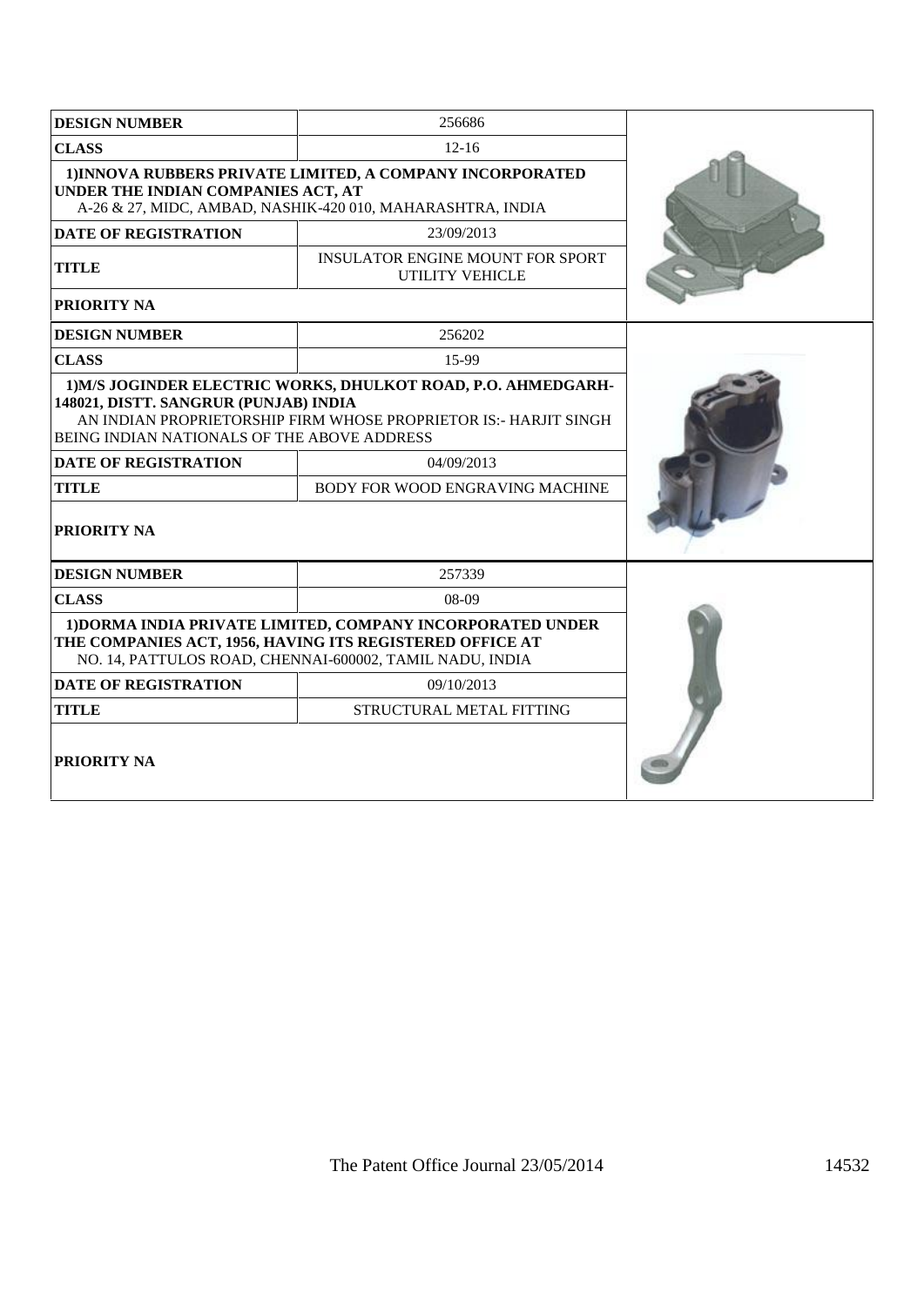| DESIGN NUMBER | 256686 |
|---|---|
| CLASS | 12-16 |
| 1)INNOVA RUBBERS PRIVATE LIMITED, A COMPANY INCORPORATED UNDER THE INDIAN COMPANIES ACT, AT A-26 & 27, MIDC, AMBAD, NASHIK-420 010, MAHARASHTRA, INDIA | |
| DATE OF REGISTRATION | 23/09/2013 |
| TITLE | INSULATOR ENGINE MOUNT FOR SPORT UTILITY VEHICLE |
| PRIORITY NA | |

| DESIGN NUMBER | 256202 |
|---|---|
| CLASS | 15-99 |
| 1)M/S JOGINDER ELECTRIC WORKS, DHULKOT ROAD, P.O. AHMEDGARH-148021, DISTT. SANGRUR (PUNJAB) INDIA AN INDIAN PROPRIETORSHIP FIRM WHOSE PROPRIETOR IS:- HARJIT SINGH BEING INDIAN NATIONALS OF THE ABOVE ADDRESS | |
| DATE OF REGISTRATION | 04/09/2013 |
| TITLE | BODY FOR WOOD ENGRAVING MACHINE |
| PRIORITY NA | |

| DESIGN NUMBER | 257339 |
|---|---|
| CLASS | 08-09 |
| 1)DORMA INDIA PRIVATE LIMITED, COMPANY INCORPORATED UNDER THE COMPANIES ACT, 1956, HAVING ITS REGISTERED OFFICE AT NO. 14, PATTULOS ROAD, CHENNAI-600002, TAMIL NADU, INDIA | |
| DATE OF REGISTRATION | 09/10/2013 |
| TITLE | STRUCTURAL METAL FITTING |
| PRIORITY NA | |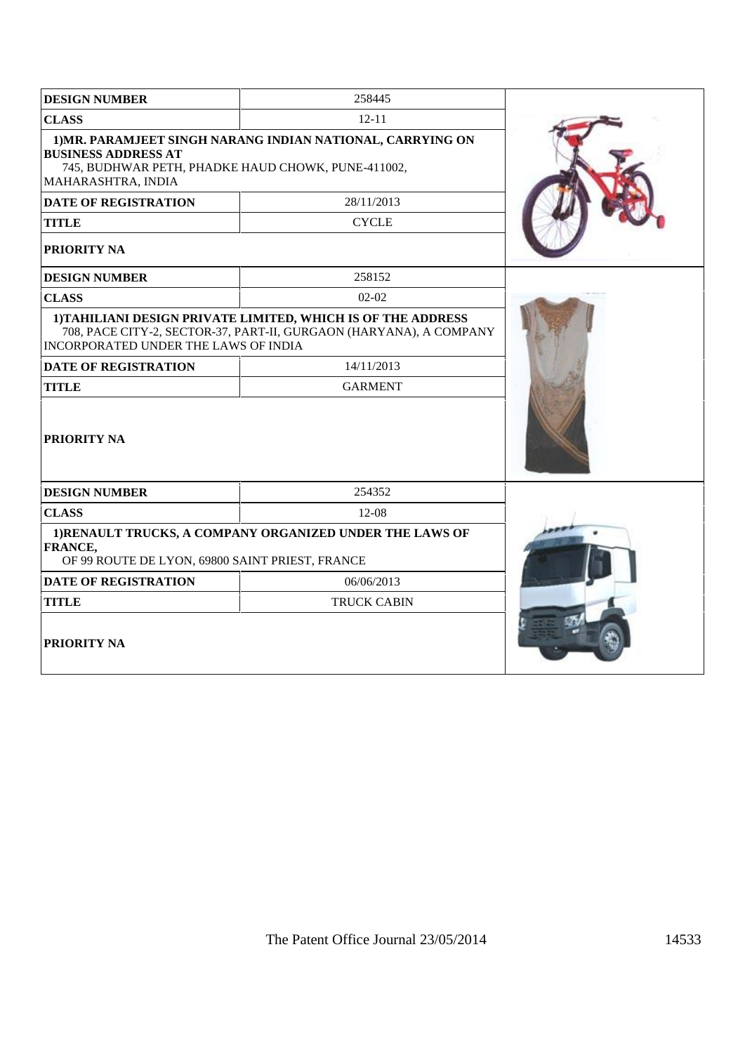| DESIGN NUMBER | 258445 |
|---|---|
| CLASS | 12-11 |
| 1)MR. PARAMJEET SINGH NARANG INDIAN NATIONAL, CARRYING ON BUSINESS ADDRESS AT 745, BUDHWAR PETH, PHADKE HAUD CHOWK, PUNE-411002, MAHARASHTRA, INDIA | |
| DATE OF REGISTRATION | 28/11/2013 |
| TITLE | CYCLE |
| PRIORITY NA | |

| DESIGN NUMBER | 258152 |
|---|---|
| CLASS | 02-02 |
| 1)TAHILIANI DESIGN PRIVATE LIMITED, WHICH IS OF THE ADDRESS 708, PACE CITY-2, SECTOR-37, PART-II, GURGAON (HARYANA), A COMPANY INCORPORATED UNDER THE LAWS OF INDIA | |
| DATE OF REGISTRATION | 14/11/2013 |
| TITLE | GARMENT |
| PRIORITY NA | |

| DESIGN NUMBER | 254352 |
|---|---|
| CLASS | 12-08 |
| 1)RENAULT TRUCKS, A COMPANY ORGANIZED UNDER THE LAWS OF FRANCE, OF 99 ROUTE DE LYON, 69800 SAINT PRIEST, FRANCE | |
| DATE OF REGISTRATION | 06/06/2013 |
| TITLE | TRUCK CABIN |
| PRIORITY NA | |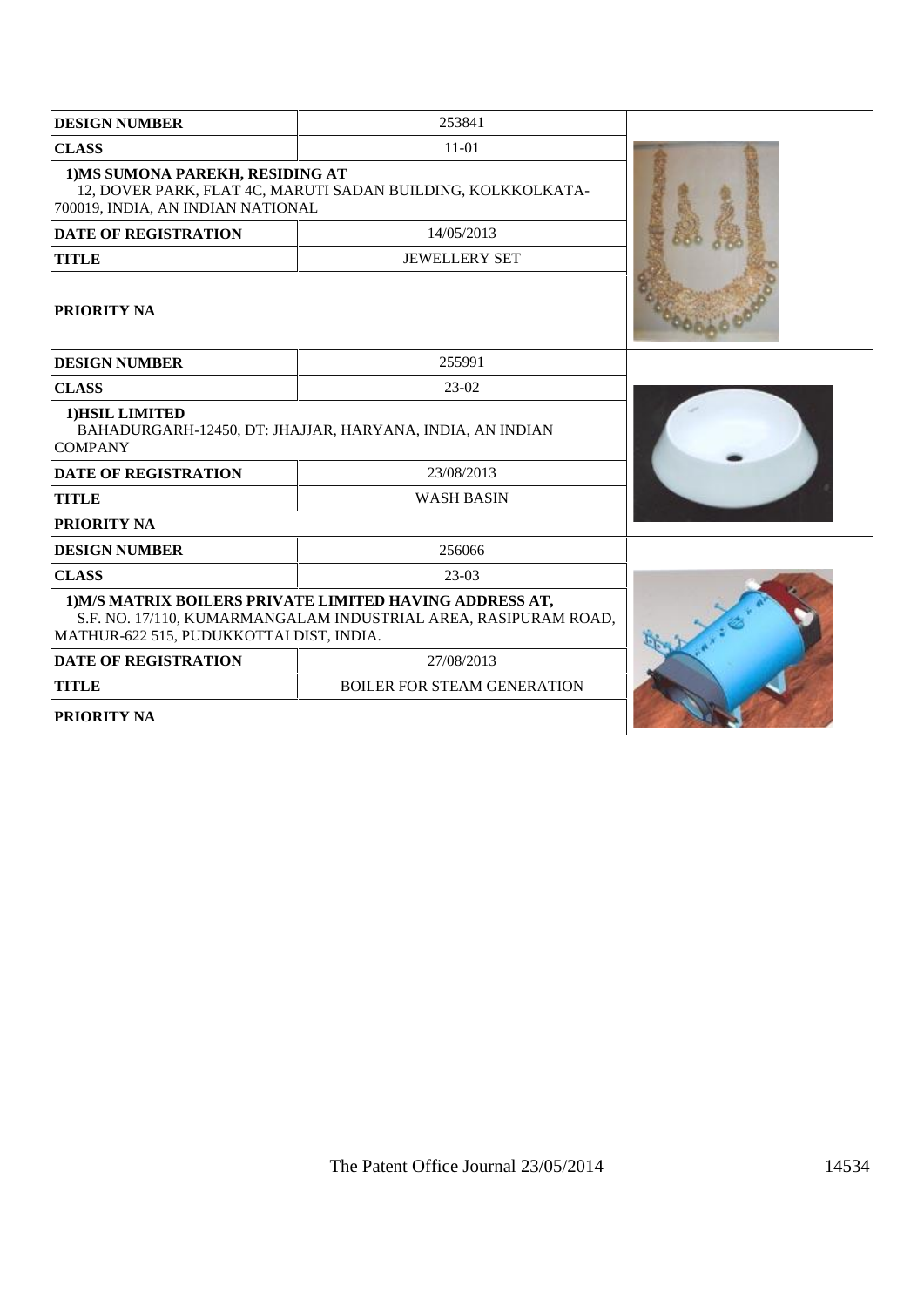| DESIGN NUMBER | 253841 |
|---|---|
| CLASS | 11-01 |
| 1)MS SUMONA PAREKH, RESIDING AT<br>12, DOVER PARK, FLAT 4C, MARUTI SADAN BUILDING, KOLKKOLKATA-700019, INDIA, AN INDIAN NATIONAL | |
| DATE OF REGISTRATION | 14/05/2013 |
| TITLE | JEWELLERY SET |
| PRIORITY NA | |

| DESIGN NUMBER | 255991 |
|---|---|
| CLASS | 23-02 |
| 1)HSIL LIMITED<br>BAHADURGARH-12450, DT: JHAJJAR, HARYANA, INDIA, AN INDIAN COMPANY | |
| DATE OF REGISTRATION | 23/08/2013 |
| TITLE | WASH BASIN |
| PRIORITY NA | |

| DESIGN NUMBER | 256066 |
|---|---|
| CLASS | 23-03 |
| 1)M/S MATRIX BOILERS PRIVATE LIMITED HAVING ADDRESS AT,<br>S.F. NO. 17/110, KUMARMANGALAM INDUSTRIAL AREA, RASIPURAM ROAD, MATHUR-622 515, PUDUKKOTTAI DIST, INDIA. | |
| DATE OF REGISTRATION | 27/08/2013 |
| TITLE | BOILER FOR STEAM GENERATION |
| PRIORITY NA | |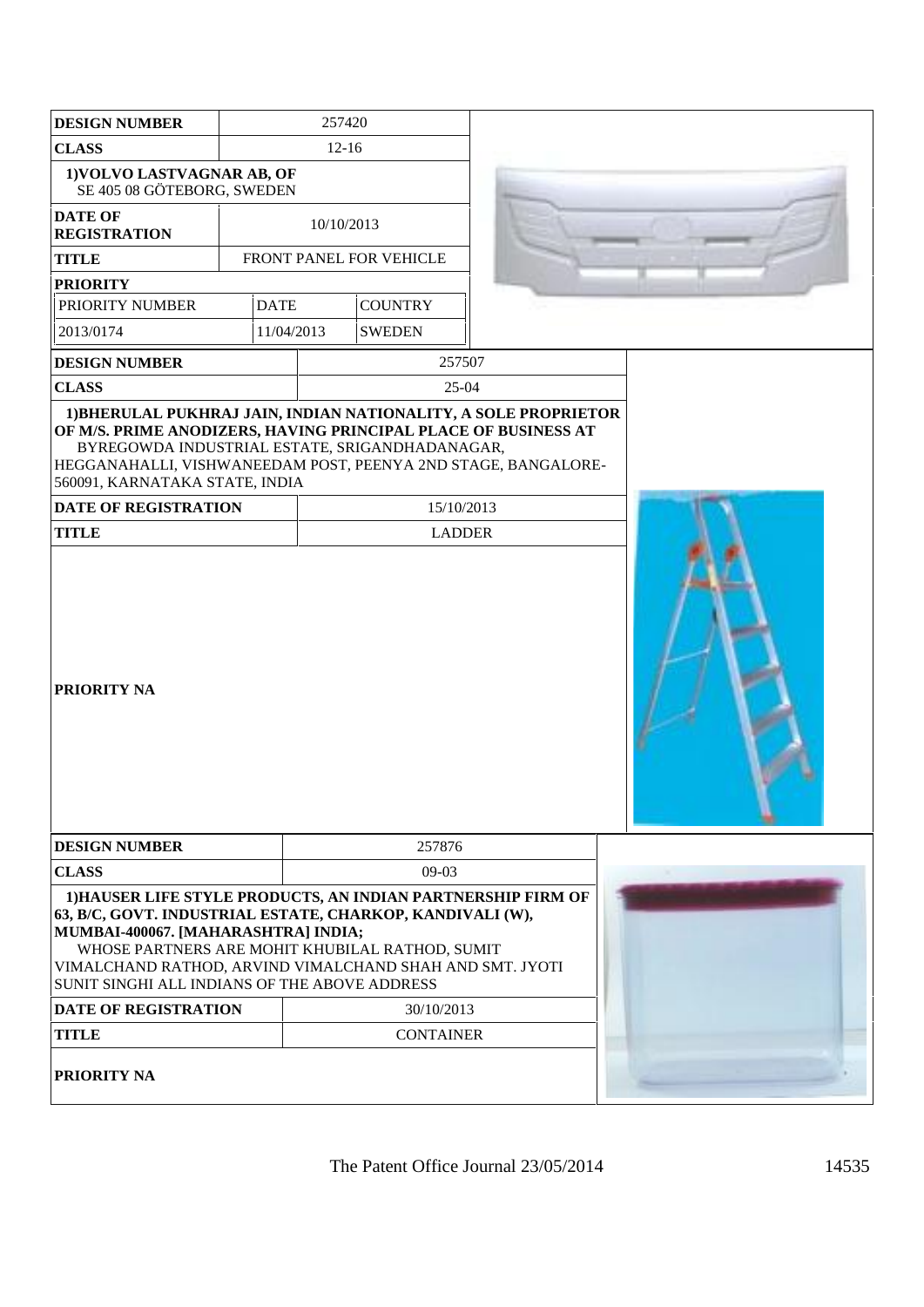| DESIGN NUMBER | 257420 | | |
|---|---|---|---|
| CLASS | 12-16 | | |
| 1)VOLVO LASTVAGNAR AB, OF SE 405 08 GÖTEBORG, SWEDEN | | | |
| DATE OF REGISTRATION | 10/10/2013 | | |
| TITLE | FRONT PANEL FOR VEHICLE | | |
| PRIORITY | | | |
| PRIORITY NUMBER | DATE | COUNTRY | |
| 2013/0174 | 11/04/2013 | SWEDEN | |

| DESIGN NUMBER | 257507 |
|---|---|
| CLASS | 25-04 |
| 1)BHERULAL PUKHRAJ JAIN, INDIAN NATIONALITY, A SOLE PROPRIETOR OF M/S. PRIME ANODIZERS, HAVING PRINCIPAL PLACE OF BUSINESS AT BYREGOWDA INDUSTRIAL ESTATE, SRIGANDHADANAGAR, HEGGANAHALLI, VISHWANEEDAM POST, PEENYA 2ND STAGE, BANGALORE-560091, KARNATAKA STATE, INDIA | |
| DATE OF REGISTRATION | 15/10/2013 |
| TITLE | LADDER |
| PRIORITY NA | |

| DESIGN NUMBER | 257876 |
|---|---|
| CLASS | 09-03 |
| 1)HAUSER LIFE STYLE PRODUCTS, AN INDIAN PARTNERSHIP FIRM OF 63, B/C, GOVT. INDUSTRIAL ESTATE, CHARKOP, KANDIVALI (W), MUMBAI-400067. [MAHARASHTRA] INDIA; WHOSE PARTNERS ARE MOHIT KHUBILAL RATHOD, SUMIT VIMALCHAND RATHOD, ARVIND VIMALCHAND SHAH AND SMT. JYOTI SUNIT SINGHI ALL INDIANS OF THE ABOVE ADDRESS | |
| DATE OF REGISTRATION | 30/10/2013 |
| TITLE | CONTAINER |
| PRIORITY NA | |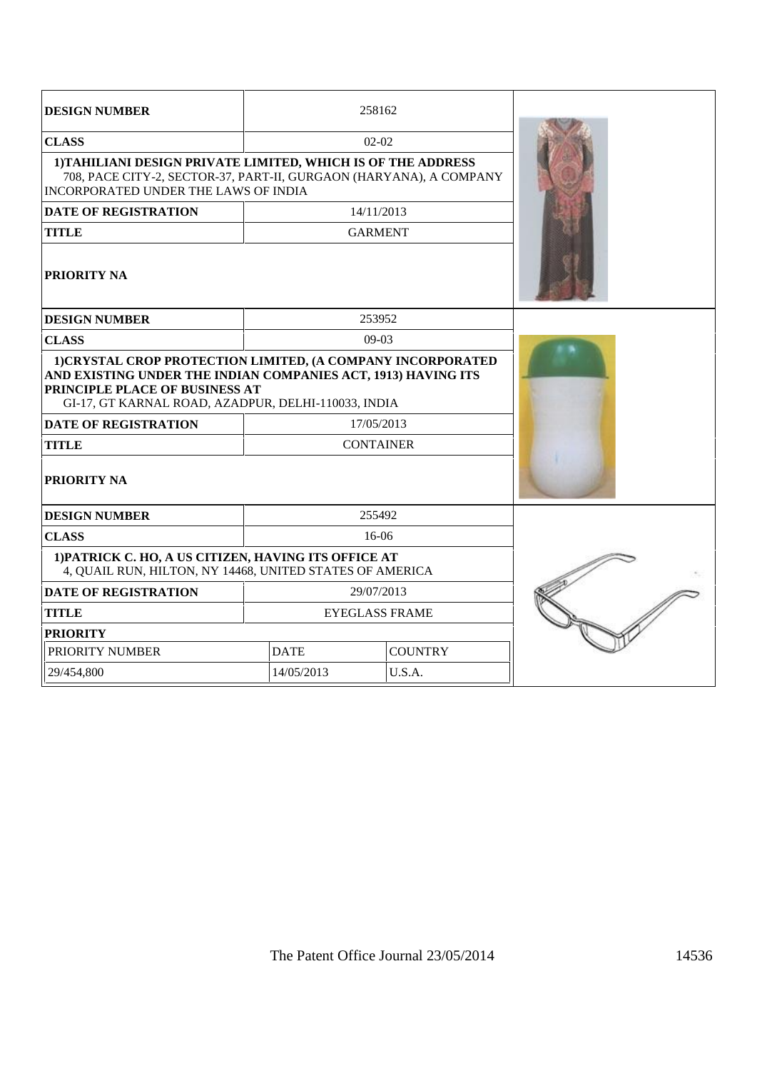| DESIGN NUMBER | 258162 | |
|---|---|---|
| CLASS | 02-02 | |
| 1)TAHILIANI DESIGN PRIVATE LIMITED, WHICH IS OF THE ADDRESS 708, PACE CITY-2, SECTOR-37, PART-II, GURGAON (HARYANA), A COMPANY INCORPORATED UNDER THE LAWS OF INDIA | | |
| DATE OF REGISTRATION | 14/11/2013 | |
| TITLE | GARMENT | |
| PRIORITY NA | | |

| DESIGN NUMBER | 253952 | |
|---|---|---|
| CLASS | 09-03 | |
| 1)CRYSTAL CROP PROTECTION LIMITED, (A COMPANY INCORPORATED AND EXISTING UNDER THE INDIAN COMPANIES ACT, 1913) HAVING ITS PRINCIPLE PLACE OF BUSINESS AT GI-17, GT KARNAL ROAD, AZADPUR, DELHI-110033, INDIA | | |
| DATE OF REGISTRATION | 17/05/2013 | |
| TITLE | CONTAINER | |
| PRIORITY NA | | |

| DESIGN NUMBER | 255492 | |
|---|---|---|
| CLASS | 16-06 | |
| 1)PATRICK C. HO, A US CITIZEN, HAVING ITS OFFICE AT 4, QUAIL RUN, HILTON, NY 14468, UNITED STATES OF AMERICA | | |
| DATE OF REGISTRATION | 29/07/2013 | |
| TITLE | EYEGLASS FRAME | |
| PRIORITY | | |
| PRIORITY NUMBER | DATE | COUNTRY |
| 29/454,800 | 14/05/2013 | U.S.A. |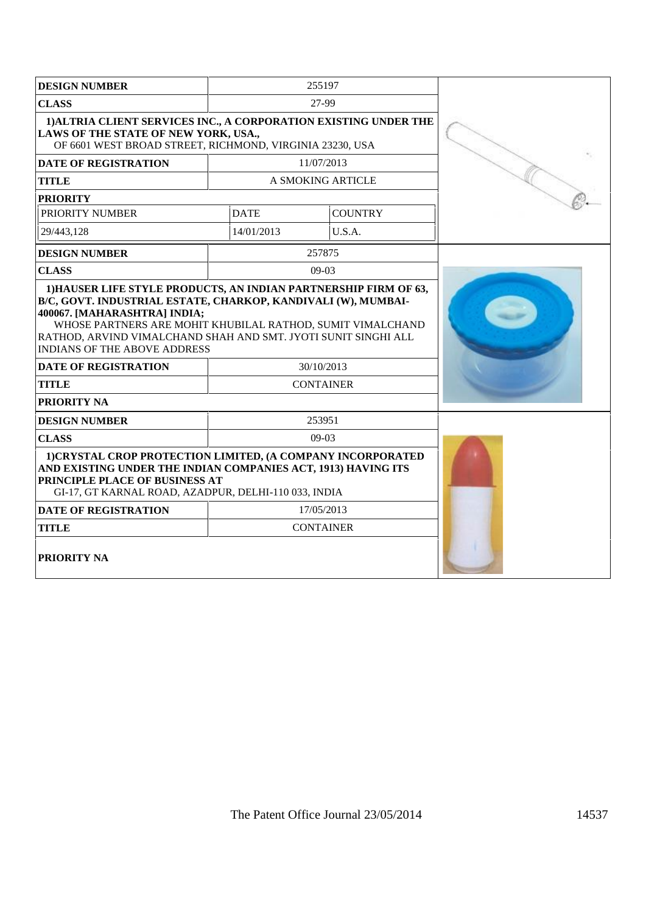| DESIGN NUMBER | 255197 | |
|---|---|---|
| CLASS | 27-99 | |
| 1)ALTRIA CLIENT SERVICES INC., A CORPORATION EXISTING UNDER THE LAWS OF THE STATE OF NEW YORK, USA., OF 6601 WEST BROAD STREET, RICHMOND, VIRGINIA 23230, USA | | |
| DATE OF REGISTRATION | 11/07/2013 | |
| TITLE | A SMOKING ARTICLE | |
| PRIORITY | | |
| PRIORITY NUMBER | DATE | COUNTRY |
| 29/443,128 | 14/01/2013 | U.S.A. |

| DESIGN NUMBER | 257875 |
|---|---|
| CLASS | 09-03 |
| 1)HAUSER LIFE STYLE PRODUCTS, AN INDIAN PARTNERSHIP FIRM OF 63, B/C, GOVT. INDUSTRIAL ESTATE, CHARKOP, KANDIVALI (W), MUMBAI-400067. [MAHARASHTRA] INDIA; WHOSE PARTNERS ARE MOHIT KHUBILAL RATHOD, SUMIT VIMALCHAND RATHOD, ARVIND VIMALCHAND SHAH AND SMT. JYOTI SUNIT SINGHI ALL INDIANS OF THE ABOVE ADDRESS | |
| DATE OF REGISTRATION | 30/10/2013 |
| TITLE | CONTAINER |
| PRIORITY NA | |

| DESIGN NUMBER | 253951 |
|---|---|
| CLASS | 09-03 |
| 1)CRYSTAL CROP PROTECTION LIMITED, (A COMPANY INCORPORATED AND EXISTING UNDER THE INDIAN COMPANIES ACT, 1913) HAVING ITS PRINCIPLE PLACE OF BUSINESS AT GI-17, GT KARNAL ROAD, AZADPUR, DELHI-110 033, INDIA | |
| DATE OF REGISTRATION | 17/05/2013 |
| TITLE | CONTAINER |
| PRIORITY NA | |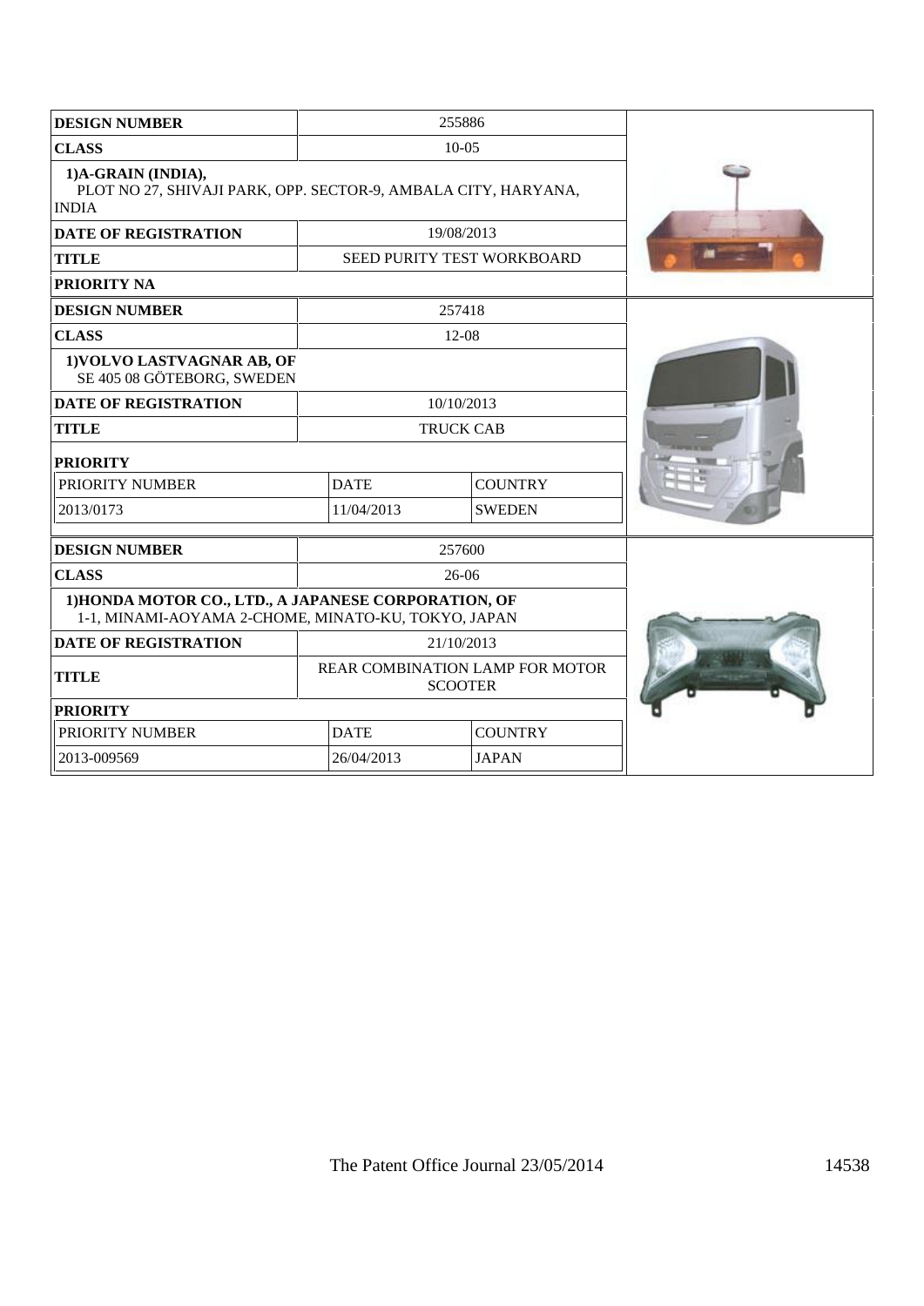| DESIGN NUMBER | 255886 | |
|---|---|---|
| CLASS | 10-05 | |
| 1)A-GRAIN (INDIA), PLOT NO 27, SHIVAJI PARK, OPP. SECTOR-9, AMBALA CITY, HARYANA, INDIA | | |
| DATE OF REGISTRATION | 19/08/2013 | |
| TITLE | SEED PURITY TEST WORKBOARD | |
| PRIORITY NA | | |

| DESIGN NUMBER | 257418 | |
|---|---|---|
| CLASS | 12-08 | |
| 1)VOLVO LASTVAGNAR AB, OF SE 405 08 GÖTEBORG, SWEDEN | | |
| DATE OF REGISTRATION | 10/10/2013 | |
| TITLE | TRUCK CAB | |
| PRIORITY | | |
| PRIORITY NUMBER | DATE | COUNTRY |
| 2013/0173 | 11/04/2013 | SWEDEN |

| DESIGN NUMBER | 257600 | |
|---|---|---|
| CLASS | 26-06 | |
| 1)HONDA MOTOR CO., LTD., A JAPANESE CORPORATION, OF 1-1, MINAMI-AOYAMA 2-CHOME, MINATO-KU, TOKYO, JAPAN | | |
| DATE OF REGISTRATION | 21/10/2013 | |
| TITLE | REAR COMBINATION LAMP FOR MOTOR SCOOTER | |
| PRIORITY | | |
| PRIORITY NUMBER | DATE | COUNTRY |
| 2013-009569 | 26/04/2013 | JAPAN |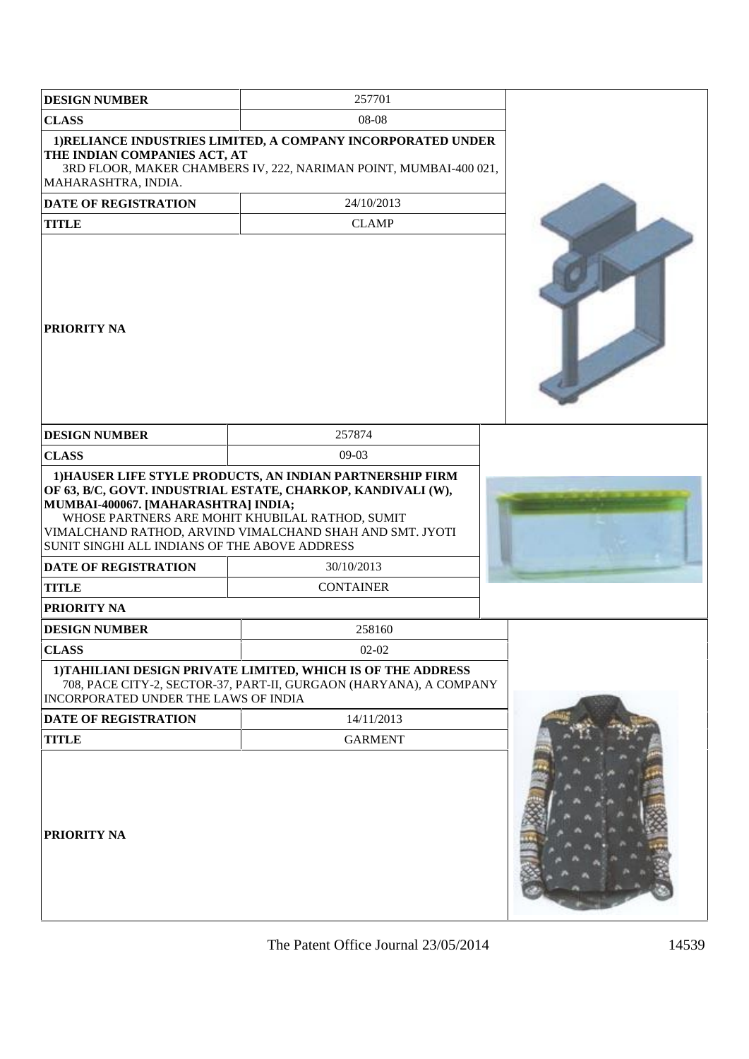| DESIGN NUMBER | 257701 |
|---|---|
| CLASS | 08-08 |
| 1)RELIANCE INDUSTRIES LIMITED, A COMPANY INCORPORATED UNDER THE INDIAN COMPANIES ACT, AT 3RD FLOOR, MAKER CHAMBERS IV, 222, NARIMAN POINT, MUMBAI-400 021, MAHARASHTRA, INDIA. | |
| DATE OF REGISTRATION | 24/10/2013 |
| TITLE | CLAMP |
| PRIORITY NA | |

| DESIGN NUMBER | 257874 |
|---|---|
| CLASS | 09-03 |
| 1)HAUSER LIFE STYLE PRODUCTS, AN INDIAN PARTNERSHIP FIRM OF 63, B/C, GOVT. INDUSTRIAL ESTATE, CHARKOP, KANDIVALI (W), MUMBAI-400067. [MAHARASHTRA] INDIA; WHOSE PARTNERS ARE MOHIT KHUBILAL RATHOD, SUMIT VIMALCHAND RATHOD, ARVIND VIMALCHAND SHAH AND SMT. JYOTI SUNIT SINGHI ALL INDIANS OF THE ABOVE ADDRESS | |
| DATE OF REGISTRATION | 30/10/2013 |
| TITLE | CONTAINER |
| PRIORITY NA | |

| DESIGN NUMBER | 258160 |
|---|---|
| CLASS | 02-02 |
| 1)TAHILIANI DESIGN PRIVATE LIMITED, WHICH IS OF THE ADDRESS 708, PACE CITY-2, SECTOR-37, PART-II, GURGAON (HARYANA), A COMPANY INCORPORATED UNDER THE LAWS OF INDIA | |
| DATE OF REGISTRATION | 14/11/2013 |
| TITLE | GARMENT |
| PRIORITY NA | |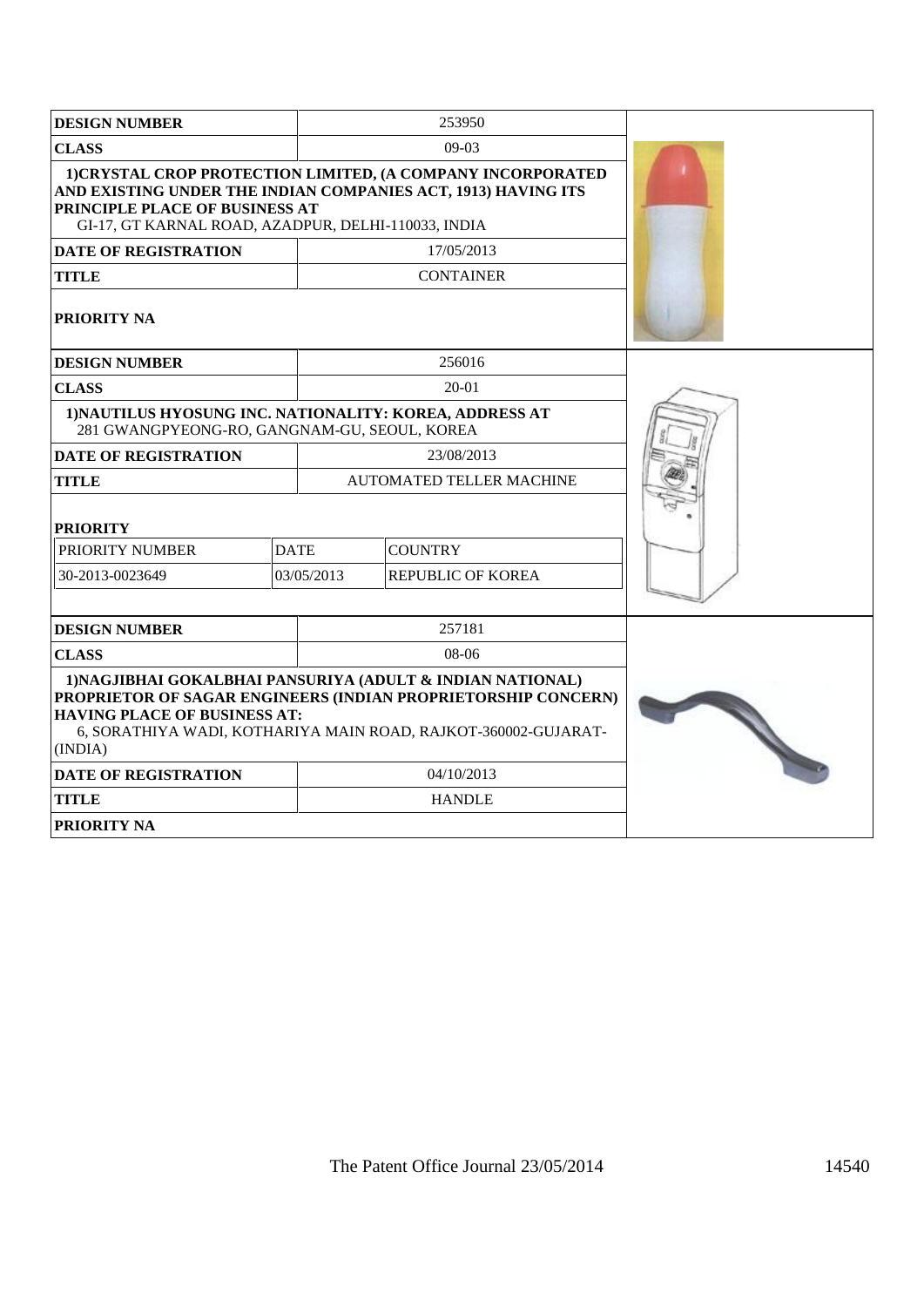| DESIGN NUMBER | 253950 |
|---|---|
| CLASS | 09-03 |
| 1)CRYSTAL CROP PROTECTION LIMITED, (A COMPANY INCORPORATED AND EXISTING UNDER THE INDIAN COMPANIES ACT, 1913) HAVING ITS PRINCIPLE PLACE OF BUSINESS AT GI-17, GT KARNAL ROAD, AZADPUR, DELHI-110033, INDIA | |
| DATE OF REGISTRATION | 17/05/2013 |
| TITLE | CONTAINER |
| PRIORITY NA | |

| DESIGN NUMBER | 256016 | |
|---|---|---|
| CLASS | 20-01 | |
| 1)NAUTILUS HYOSUNG INC. NATIONALITY: KOREA, ADDRESS AT 281 GWANGPYEONG-RO, GANGNAM-GU, SEOUL, KOREA | | |
| DATE OF REGISTRATION | 23/08/2013 | |
| TITLE | AUTOMATED TELLER MACHINE | |
| PRIORITY | | |
| PRIORITY NUMBER | DATE | COUNTRY |
| 30-2013-0023649 | 03/05/2013 | REPUBLIC OF KOREA |

| DESIGN NUMBER | 257181 |
|---|---|
| CLASS | 08-06 |
| 1)NAGJIBHAI GOKALBHAI PANSURIYA (ADULT & INDIAN NATIONAL) PROPRIETOR OF SAGAR ENGINEERS (INDIAN PROPRIETORSHIP CONCERN) HAVING PLACE OF BUSINESS AT: 6, SORATHIYA WADI, KOTHARIYA MAIN ROAD, RAJKOT-360002-GUJARAT-(INDIA) | |
| DATE OF REGISTRATION | 04/10/2013 |
| TITLE | HANDLE |
| PRIORITY NA | |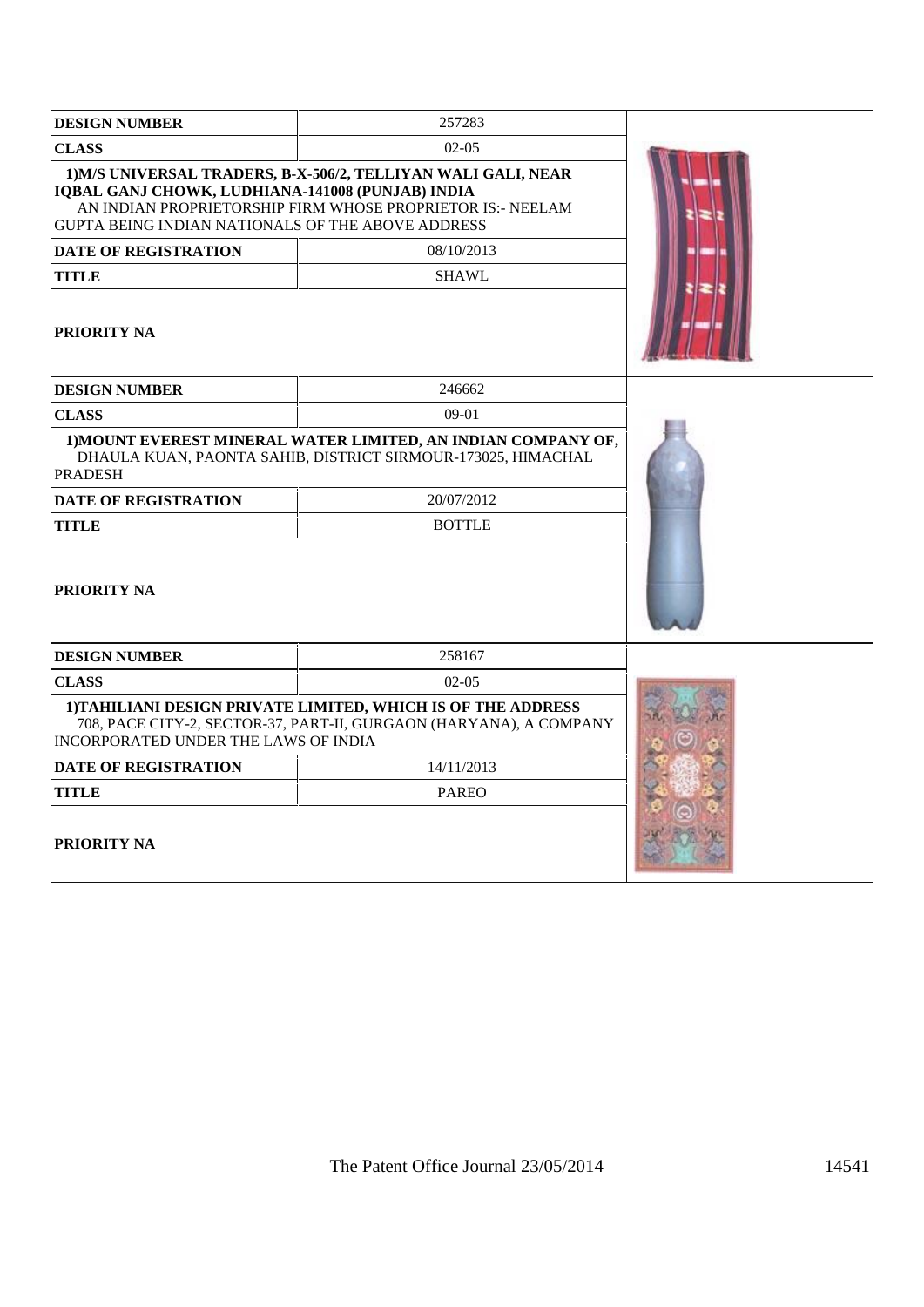| DESIGN NUMBER | 257283 |
|---|---|
| CLASS | 02-05 |
| 1)M/S UNIVERSAL TRADERS, B-X-506/2, TELLIYAN WALI GALI, NEAR IQBAL GANJ CHOWK, LUDHIANA-141008 (PUNJAB) INDIA AN INDIAN PROPRIETORSHIP FIRM WHOSE PROPRIETOR IS:- NEELAM GUPTA BEING INDIAN NATIONALS OF THE ABOVE ADDRESS | |
| DATE OF REGISTRATION | 08/10/2013 |
| TITLE | SHAWL |
| PRIORITY NA | |

| DESIGN NUMBER | 246662 |
|---|---|
| CLASS | 09-01 |
| 1)MOUNT EVEREST MINERAL WATER LIMITED, AN INDIAN COMPANY OF, DHAULA KUAN, PAONTA SAHIB, DISTRICT SIRMOUR-173025, HIMACHAL PRADESH | |
| DATE OF REGISTRATION | 20/07/2012 |
| TITLE | BOTTLE |
| PRIORITY NA | |

| DESIGN NUMBER | 258167 |
|---|---|
| CLASS | 02-05 |
| 1)TAHILIANI DESIGN PRIVATE LIMITED, WHICH IS OF THE ADDRESS 708, PACE CITY-2, SECTOR-37, PART-II, GURGAON (HARYANA), A COMPANY INCORPORATED UNDER THE LAWS OF INDIA | |
| DATE OF REGISTRATION | 14/11/2013 |
| TITLE | PAREO |
| PRIORITY NA | |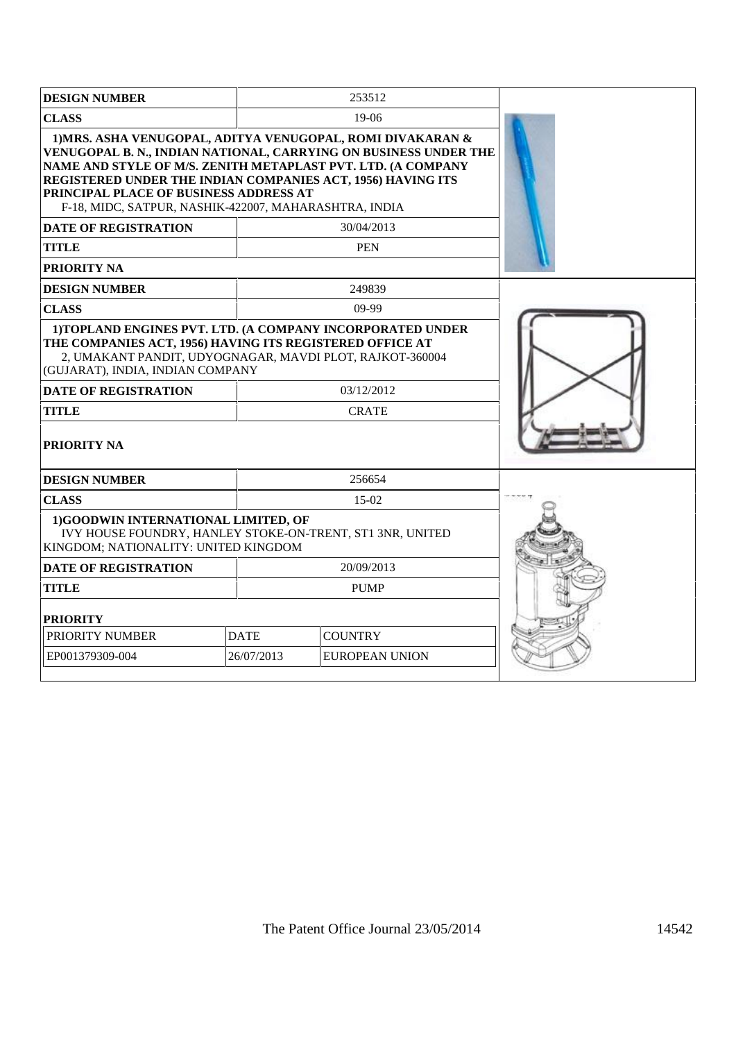| DESIGN NUMBER | 253512 |
|---|---|
| CLASS | 19-06 |
| **1)MRS. ASHA VENUGOPAL, ADITYA VENUGOPAL, ROMI DIVAKARAN & VENUGOPAL B. N., INDIAN NATIONAL, CARRYING ON BUSINESS UNDER THE NAME AND STYLE OF M/S. ZENITH METAPLAST PVT. LTD. (A COMPANY REGISTERED UNDER THE INDIAN COMPANIES ACT, 1956) HAVING ITS PRINCIPAL PLACE OF BUSINESS ADDRESS AT** F-18, MIDC, SATPUR, NASHIK-422007, MAHARASHTRA, INDIA | |
| DATE OF REGISTRATION | 30/04/2013 |
| TITLE | PEN |
| PRIORITY NA | |

| DESIGN NUMBER | 249839 |
|---|---|
| CLASS | 09-99 |
| **1)TOPLAND ENGINES PVT. LTD. (A COMPANY INCORPORATED UNDER THE COMPANIES ACT, 1956) HAVING ITS REGISTERED OFFICE AT** 2, UMAKANT PANDIT, UDYOGNAGAR, MAVDI PLOT, RAJKOT-360004 (GUJARAT), INDIA, INDIAN COMPANY | |
| DATE OF REGISTRATION | 03/12/2012 |
| TITLE | CRATE |
| PRIORITY NA | |

| DESIGN NUMBER | 256654 | |
|---|---|---|
| CLASS | 15-02 | |
| **1)GOODWIN INTERNATIONAL LIMITED, OF** IVY HOUSE FOUNDRY, HANLEY STOKE-ON-TRENT, ST1 3NR, UNITED KINGDOM; NATIONALITY: UNITED KINGDOM | | |
| DATE OF REGISTRATION | 20/09/2013 | |
| TITLE | PUMP | |
| **PRIORITY** | | |
| PRIORITY NUMBER | DATE | COUNTRY |
| EP001379309-004 | 26/07/2013 | EUROPEAN UNION |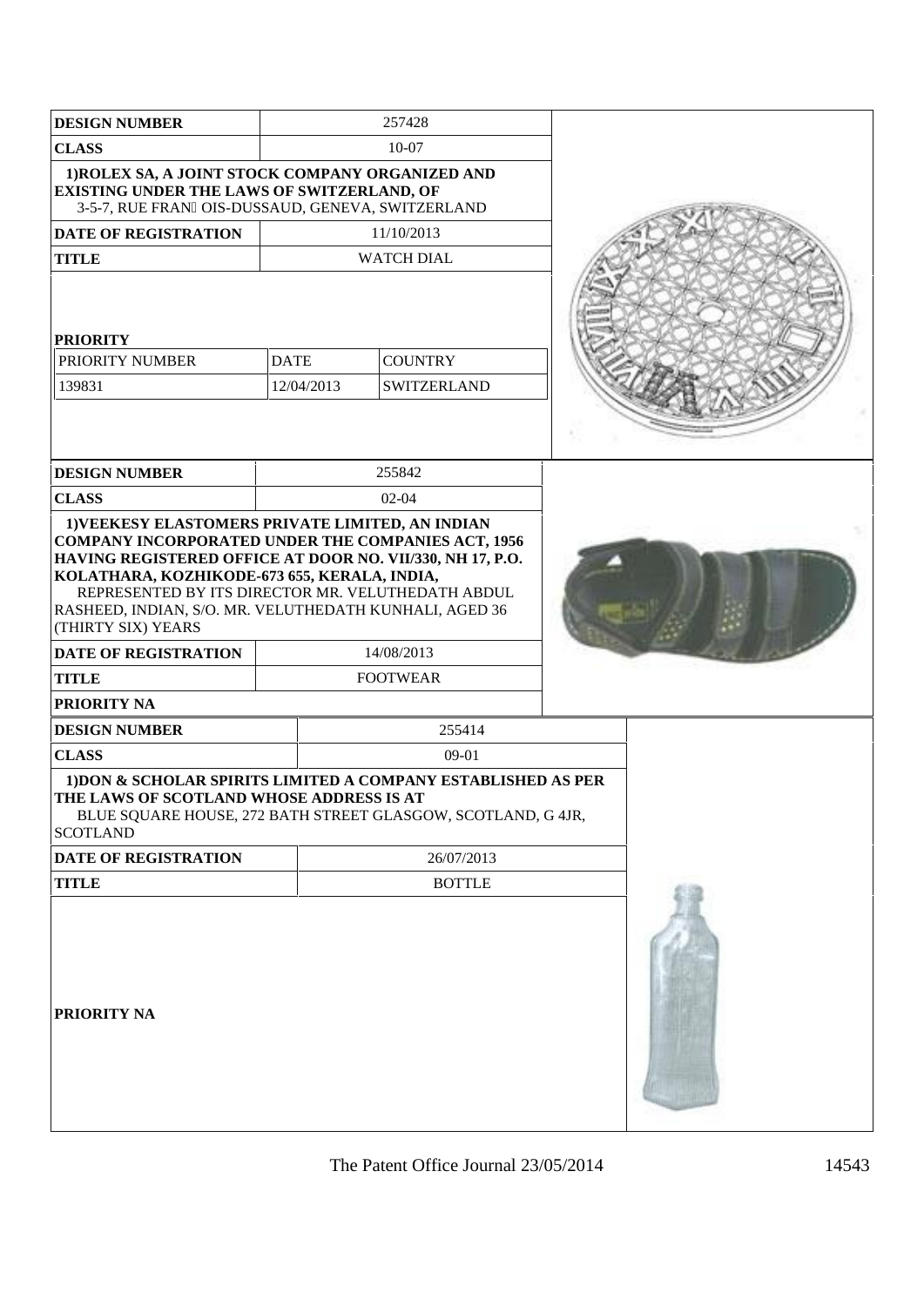| DESIGN NUMBER | 257428 | |
|---|---|---|
| CLASS | 10-07 | |
| 1)ROLEX SA, A JOINT STOCK COMPANY ORGANIZED AND EXISTING UNDER THE LAWS OF SWITZERLAND, OF 3-5-7, RUE FRAN OIS-DUSSAUD, GENEVA, SWITZERLAND | | |
| DATE OF REGISTRATION | 11/10/2013 | |
| TITLE | WATCH DIAL | |
| PRIORITY | | |
| PRIORITY NUMBER | DATE | COUNTRY |
| 139831 | 12/04/2013 | SWITZERLAND |

| DESIGN NUMBER | 255842 |
|---|---|
| CLASS | 02-04 |
| 1)VEEKESY ELASTOMERS PRIVATE LIMITED, AN INDIAN COMPANY INCORPORATED UNDER THE COMPANIES ACT, 1956 HAVING REGISTERED OFFICE AT DOOR NO. VII/330, NH 17, P.O. KOLATHARA, KOZHIKODE-673 655, KERALA, INDIA, REPRESENTED BY ITS DIRECTOR MR. VELUTHEDATH ABDUL RASHEED, INDIAN, S/O. MR. VELUTHEDATH KUNHALI, AGED 36 (THIRTY SIX) YEARS | |
| DATE OF REGISTRATION | 14/08/2013 |
| TITLE | FOOTWEAR |
| PRIORITY NA | |

| DESIGN NUMBER | 255414 |
|---|---|
| CLASS | 09-01 |
| 1)DON & SCHOLAR SPIRITS LIMITED A COMPANY ESTABLISHED AS PER THE LAWS OF SCOTLAND WHOSE ADDRESS IS AT BLUE SQUARE HOUSE, 272 BATH STREET GLASGOW, SCOTLAND, G 4JR, SCOTLAND | |
| DATE OF REGISTRATION | 26/07/2013 |
| TITLE | BOTTLE |
| PRIORITY NA | |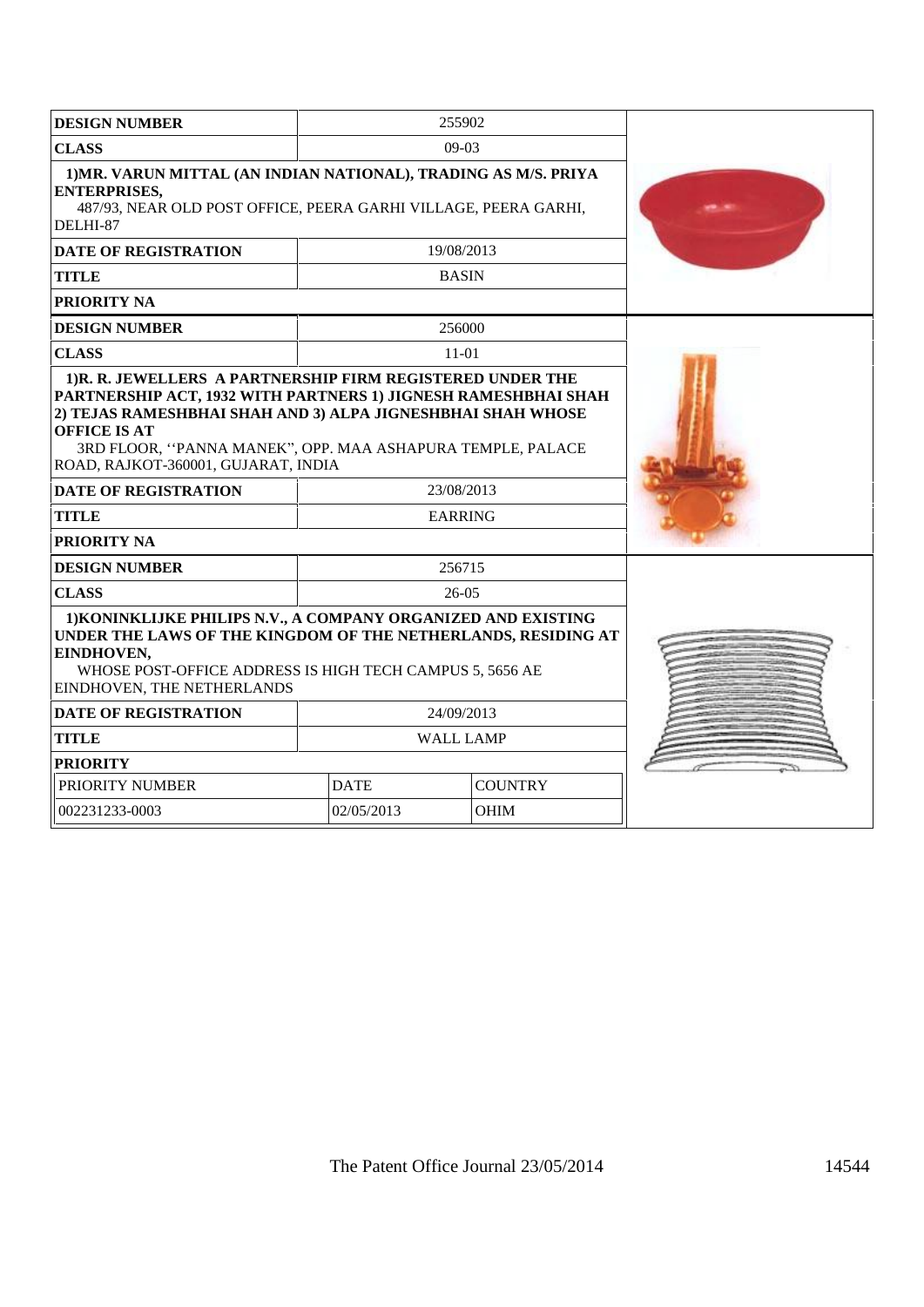| DESIGN NUMBER | 255902 |
|---|---|
| CLASS | 09-03 |
| 1)MR. VARUN MITTAL (AN INDIAN NATIONAL), TRADING AS M/S. PRIYA ENTERPRISES, 487/93, NEAR OLD POST OFFICE, PEERA GARHI VILLAGE, PEERA GARHI, DELHI-87 | |
| DATE OF REGISTRATION | 19/08/2013 |
| TITLE | BASIN |
| PRIORITY NA | |

| DESIGN NUMBER | 256000 |
|---|---|
| CLASS | 11-01 |
| 1)R. R. JEWELLERS A PARTNERSHIP FIRM REGISTERED UNDER THE PARTNERSHIP ACT, 1932 WITH PARTNERS 1) JIGNESH RAMESHBHAI SHAH 2) TEJAS RAMESHBHAI SHAH AND 3) ALPA JIGNESHBHAI SHAH WHOSE OFFICE IS AT 3RD FLOOR, ''PANNA MANEK", OPP. MAA ASHAPURA TEMPLE, PALACE ROAD, RAJKOT-360001, GUJARAT, INDIA | |
| DATE OF REGISTRATION | 23/08/2013 |
| TITLE | EARRING |
| PRIORITY NA | |

| DESIGN NUMBER | 256715 | |
|---|---|---|
| CLASS | 26-05 | |
| 1)KONINKLIJKE PHILIPS N.V., A COMPANY ORGANIZED AND EXISTING UNDER THE LAWS OF THE KINGDOM OF THE NETHERLANDS, RESIDING AT EINDHOVEN, WHOSE POST-OFFICE ADDRESS IS HIGH TECH CAMPUS 5, 5656 AE EINDHOVEN, THE NETHERLANDS | | |
| DATE OF REGISTRATION | 24/09/2013 | |
| TITLE | WALL LAMP | |
| PRIORITY | | |
| PRIORITY NUMBER | DATE | COUNTRY |
| 002231233-0003 | 02/05/2013 | OHIM |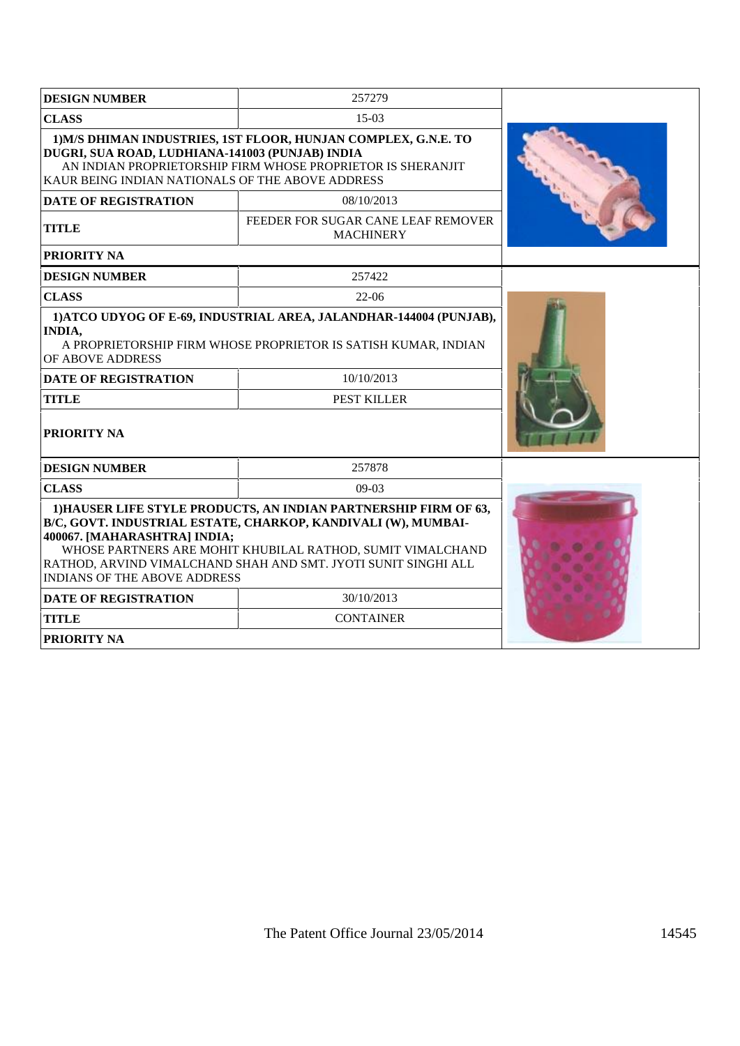| DESIGN NUMBER | 257279 |
| --- | --- |
| CLASS | 15-03 |
| 1)M/S DHIMAN INDUSTRIES, 1ST FLOOR, HUNJAN COMPLEX, G.N.E. TO DUGRI, SUA ROAD, LUDHIANA-141003 (PUNJAB) INDIA AN INDIAN PROPRIETORSHIP FIRM WHOSE PROPRIETOR IS SHERANJIT KAUR BEING INDIAN NATIONALS OF THE ABOVE ADDRESS | |
| DATE OF REGISTRATION | 08/10/2013 |
| TITLE | FEEDER FOR SUGAR CANE LEAF REMOVER MACHINERY |
| PRIORITY NA | |

| DESIGN NUMBER | 257422 |
| --- | --- |
| CLASS | 22-06 |
| 1)ATCO UDYOG OF E-69, INDUSTRIAL AREA, JALANDHAR-144004 (PUNJAB), INDIA, A PROPRIETORSHIP FIRM WHOSE PROPRIETOR IS SATISH KUMAR, INDIAN OF ABOVE ADDRESS | |
| DATE OF REGISTRATION | 10/10/2013 |
| TITLE | PEST KILLER |
| PRIORITY NA | |

| DESIGN NUMBER | 257878 |
| --- | --- |
| CLASS | 09-03 |
| 1)HAUSER LIFE STYLE PRODUCTS, AN INDIAN PARTNERSHIP FIRM OF 63, B/C, GOVT. INDUSTRIAL ESTATE, CHARKOP, KANDIVALI (W), MUMBAI-400067. [MAHARASHTRA] INDIA; WHOSE PARTNERS ARE MOHIT KHUBILAL RATHOD, SUMIT VIMALCHAND RATHOD, ARVIND VIMALCHAND SHAH AND SMT. JYOTI SUNIT SINGHI ALL INDIANS OF THE ABOVE ADDRESS | |
| DATE OF REGISTRATION | 30/10/2013 |
| TITLE | CONTAINER |
| PRIORITY NA | |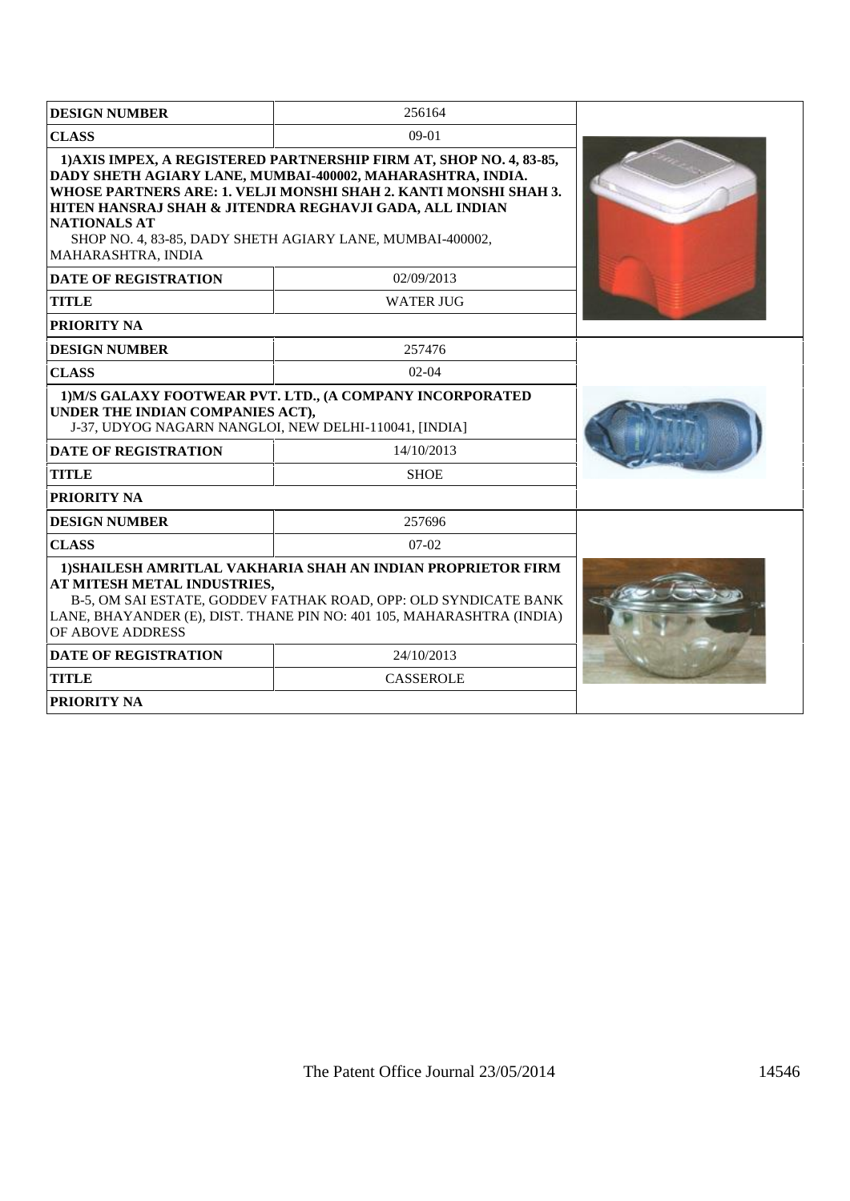| DESIGN NUMBER | 256164 |
|---|---|
| CLASS | 09-01 |
| **1)AXIS IMPEX, A REGISTERED PARTNERSHIP FIRM AT, SHOP NO. 4, 83-85, DADY SHETH AGIARY LANE, MUMBAI-400002, MAHARASHTRA, INDIA. WHOSE PARTNERS ARE: 1. VELJI MONSHI SHAH 2. KANTI MONSHI SHAH 3. HITEN HANSRAJ SHAH & JITENDRA REGHAVJI GADA, ALL INDIAN NATIONALS AT** SHOP NO. 4, 83-85, DADY SHETH AGIARY LANE, MUMBAI-400002, MAHARASHTRA, INDIA | |
| DATE OF REGISTRATION | 02/09/2013 |
| TITLE | WATER JUG |
| PRIORITY NA | |

| DESIGN NUMBER | 257476 |
|---|---|
| CLASS | 02-04 |
| **1)M/S GALAXY FOOTWEAR PVT. LTD., (A COMPANY INCORPORATED UNDER THE INDIAN COMPANIES ACT),** J-37, UDYOG NAGARN NANGLOI, NEW DELHI-110041, [INDIA] | |
| DATE OF REGISTRATION | 14/10/2013 |
| TITLE | SHOE |
| PRIORITY NA | |

| DESIGN NUMBER | 257696 |
|---|---|
| CLASS | 07-02 |
| **1)SHAILESH AMRITLAL VAKHARIA SHAH AN INDIAN PROPRIETOR FIRM AT MITESH METAL INDUSTRIES,** B-5, OM SAI ESTATE, GODDEV FATHAK ROAD, OPP: OLD SYNDICATE BANK LANE, BHAYANDER (E), DIST. THANE PIN NO: 401 105, MAHARASHTRA (INDIA) OF ABOVE ADDRESS | |
| DATE OF REGISTRATION | 24/10/2013 |
| TITLE | CASSEROLE |
| PRIORITY NA | |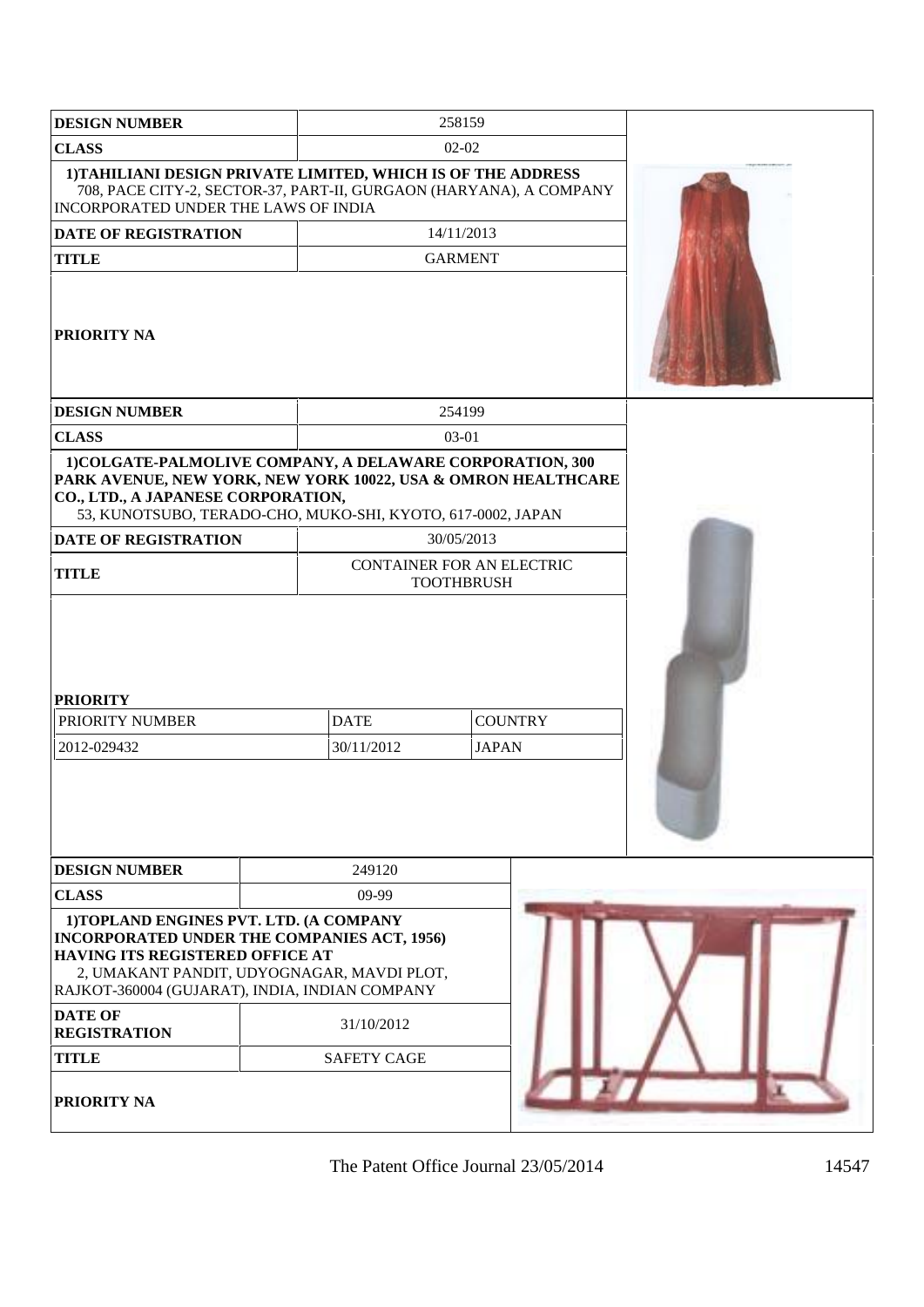| DESIGN NUMBER | 258159 |
|---|---|
| CLASS | 02-02 |
| 1)TAHILIANI DESIGN PRIVATE LIMITED, WHICH IS OF THE ADDRESS 708, PACE CITY-2, SECTOR-37, PART-II, GURGAON (HARYANA), A COMPANY INCORPORATED UNDER THE LAWS OF INDIA | |
| DATE OF REGISTRATION | 14/11/2013 |
| TITLE | GARMENT |
| PRIORITY NA | |

| DESIGN NUMBER | 254199 | |
|---|---|---|
| CLASS | 03-01 | |
| 1)COLGATE-PALMOLIVE COMPANY, A DELAWARE CORPORATION, 300 PARK AVENUE, NEW YORK, NEW YORK 10022, USA & OMRON HEALTHCARE CO., LTD., A JAPANESE CORPORATION, 53, KUNOTSUBO, TERADO-CHO, MUKO-SHI, KYOTO, 617-0002, JAPAN | | |
| DATE OF REGISTRATION | 30/05/2013 | |
| TITLE | CONTAINER FOR AN ELECTRIC TOOTHBRUSH | |
| PRIORITY | | |
| PRIORITY NUMBER | DATE | COUNTRY |
| 2012-029432 | 30/11/2012 | JAPAN |

| DESIGN NUMBER | 249120 |
|---|---|
| CLASS | 09-99 |
| 1)TOPLAND ENGINES PVT. LTD. (A COMPANY INCORPORATED UNDER THE COMPANIES ACT, 1956) HAVING ITS REGISTERED OFFICE AT 2, UMAKANT PANDIT, UDYOGNAGAR, MAVDI PLOT, RAJKOT-360004 (GUJARAT), INDIA, INDIAN COMPANY | |
| DATE OF REGISTRATION | 31/10/2012 |
| TITLE | SAFETY CAGE |
| PRIORITY NA | |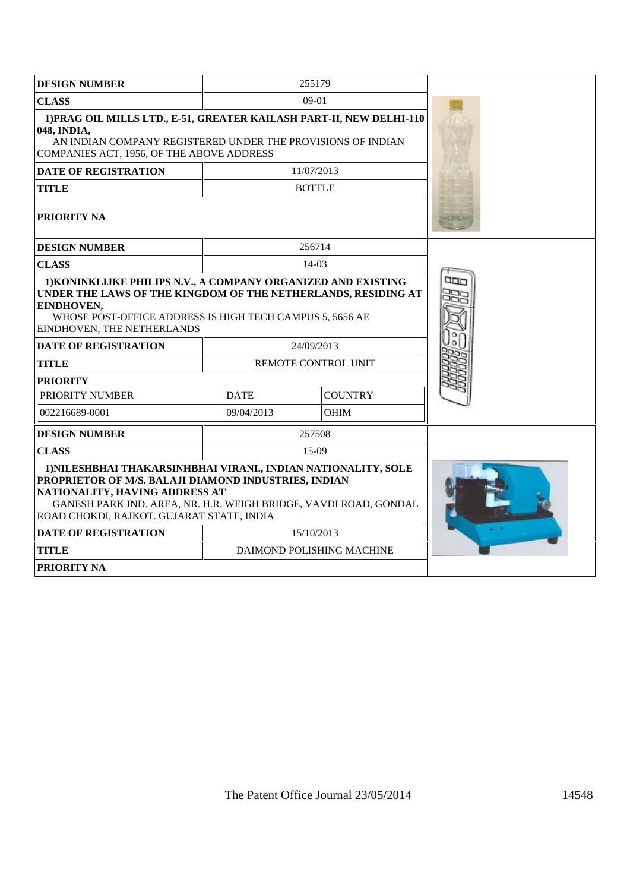| DESIGN NUMBER | 255179 | |
|---|---|---|
| CLASS | 09-01 | |
| 1)PRAG OIL MILLS LTD., E-51, GREATER KAILASH PART-II, NEW DELHI-110 048, INDIA, AN INDIAN COMPANY REGISTERED UNDER THE PROVISIONS OF INDIAN COMPANIES ACT, 1956, OF THE ABOVE ADDRESS | | |
| DATE OF REGISTRATION | 11/07/2013 | |
| TITLE | BOTTLE | |
| PRIORITY NA | | |

| DESIGN NUMBER | 256714 | |
|---|---|---|
| CLASS | 14-03 | |
| 1)KONINKLIJKE PHILIPS N.V., A COMPANY ORGANIZED AND EXISTING UNDER THE LAWS OF THE KINGDOM OF THE NETHERLANDS, RESIDING AT EINDHOVEN, WHOSE POST-OFFICE ADDRESS IS HIGH TECH CAMPUS 5, 5656 AE EINDHOVEN, THE NETHERLANDS | | |
| DATE OF REGISTRATION | 24/09/2013 | |
| TITLE | REMOTE CONTROL UNIT | |
| PRIORITY | | |
| PRIORITY NUMBER | DATE | COUNTRY |
| 002216689-0001 | 09/04/2013 | OHIM |

| DESIGN NUMBER | 257508 | |
|---|---|---|
| CLASS | 15-09 | |
| 1)NILESHBHAI THAKARSINHBHAI VIRANI., INDIAN NATIONALITY, SOLE PROPRIETOR OF M/S. BALAJI DIAMOND INDUSTRIES, INDIAN NATIONALITY, HAVING ADDRESS AT GANESH PARK IND. AREA, NR. H.R. WEIGH BRIDGE, VAVDI ROAD, GONDAL ROAD CHOKDI, RAJKOT. GUJARAT STATE, INDIA | | |
| DATE OF REGISTRATION | 15/10/2013 | |
| TITLE | DAIMOND POLISHING MACHINE | |
| PRIORITY NA | | |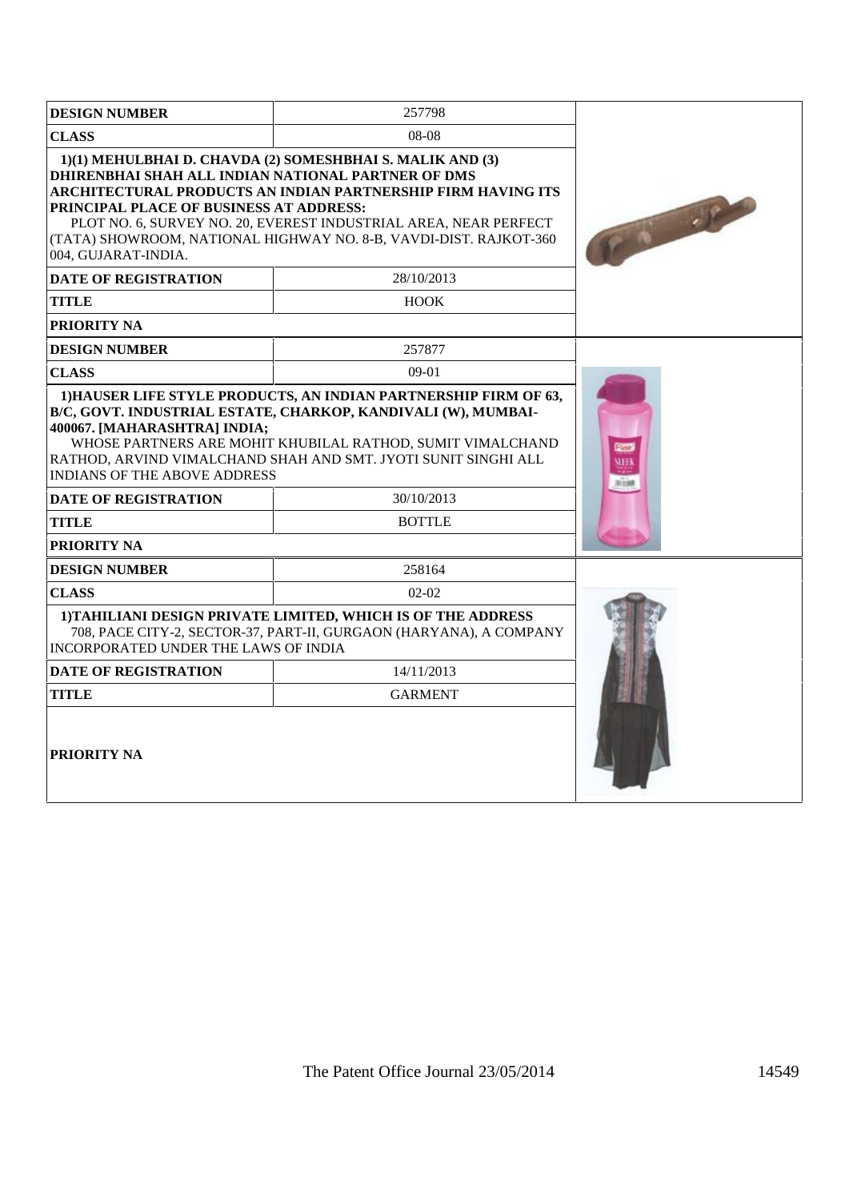| DESIGN NUMBER | 257798 |
|---|---|
| CLASS | 08-08 |
| **1)(1) MEHULBHAI D. CHAVDA (2) SOMESHBHAI S. MALIK AND (3) DHIRENBHAI SHAH ALL INDIAN NATIONAL PARTNER OF DMS ARCHITECTURAL PRODUCTS AN INDIAN PARTNERSHIP FIRM HAVING ITS PRINCIPAL PLACE OF BUSINESS AT ADDRESS:** PLOT NO. 6, SURVEY NO. 20, EVEREST INDUSTRIAL AREA, NEAR PERFECT (TATA) SHOWROOM, NATIONAL HIGHWAY NO. 8-B, VAVDI-DIST. RAJKOT-360 004, GUJARAT-INDIA. | |
| DATE OF REGISTRATION | 28/10/2013 |
| TITLE | HOOK |
| PRIORITY NA | |

| DESIGN NUMBER | 257877 |
|---|---|
| CLASS | 09-01 |
| **1)HAUSER LIFE STYLE PRODUCTS, AN INDIAN PARTNERSHIP FIRM OF 63, B/C, GOVT. INDUSTRIAL ESTATE, CHARKOP, KANDIVALI (W), MUMBAI-400067. [MAHARASHTRA] INDIA;** WHOSE PARTNERS ARE MOHIT KHUBILAL RATHOD, SUMIT VIMALCHAND RATHOD, ARVIND VIMALCHAND SHAH AND SMT. JYOTI SUNIT SINGHI ALL INDIANS OF THE ABOVE ADDRESS | |
| DATE OF REGISTRATION | 30/10/2013 |
| TITLE | BOTTLE |
| PRIORITY NA | |

| DESIGN NUMBER | 258164 |
|---|---|
| CLASS | 02-02 |
| **1)TAHILIANI DESIGN PRIVATE LIMITED, WHICH IS OF THE ADDRESS** 708, PACE CITY-2, SECTOR-37, PART-II, GURGAON (HARYANA), A COMPANY INCORPORATED UNDER THE LAWS OF INDIA | |
| DATE OF REGISTRATION | 14/11/2013 |
| TITLE | GARMENT |
| PRIORITY NA | |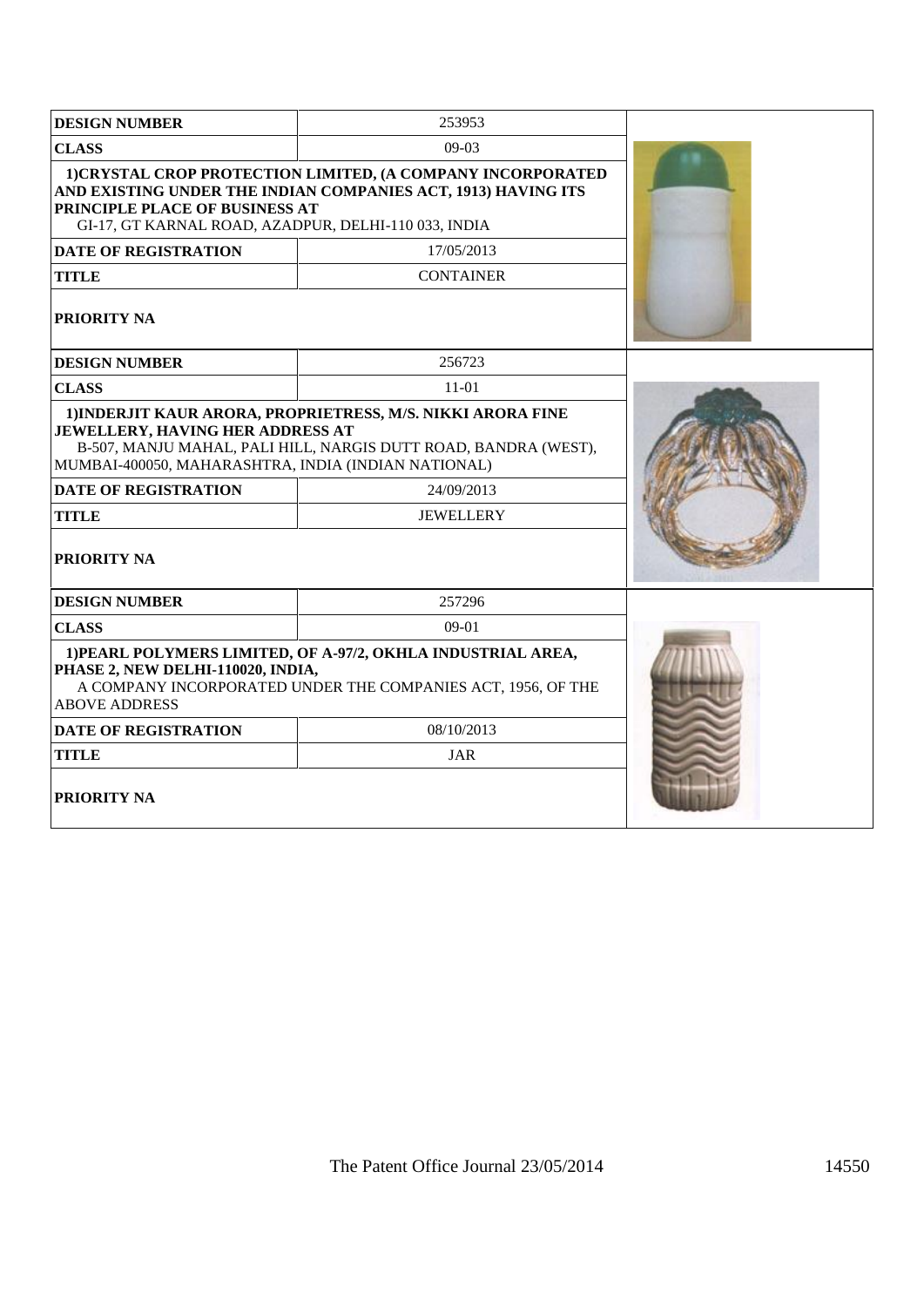| DESIGN NUMBER | 253953 |
|---|---|
| CLASS | 09-03 |
| 1)CRYSTAL CROP PROTECTION LIMITED, (A COMPANY INCORPORATED AND EXISTING UNDER THE INDIAN COMPANIES ACT, 1913) HAVING ITS PRINCIPLE PLACE OF BUSINESS AT GI-17, GT KARNAL ROAD, AZADPUR, DELHI-110 033, INDIA | |
| DATE OF REGISTRATION | 17/05/2013 |
| TITLE | CONTAINER |
| PRIORITY NA | |

| DESIGN NUMBER | 256723 |
|---|---|
| CLASS | 11-01 |
| 1)INDERJIT KAUR ARORA, PROPRIETRESS, M/S. NIKKI ARORA FINE JEWELLERY, HAVING HER ADDRESS AT B-507, MANJU MAHAL, PALI HILL, NARGIS DUTT ROAD, BANDRA (WEST), MUMBAI-400050, MAHARASHTRA, INDIA (INDIAN NATIONAL) | |
| DATE OF REGISTRATION | 24/09/2013 |
| TITLE | JEWELLERY |
| PRIORITY NA | |

| DESIGN NUMBER | 257296 |
|---|---|
| CLASS | 09-01 |
| 1)PEARL POLYMERS LIMITED, OF A-97/2, OKHLA INDUSTRIAL AREA, PHASE 2, NEW DELHI-110020, INDIA, A COMPANY INCORPORATED UNDER THE COMPANIES ACT, 1956, OF THE ABOVE ADDRESS | |
| DATE OF REGISTRATION | 08/10/2013 |
| TITLE | JAR |
| PRIORITY NA | |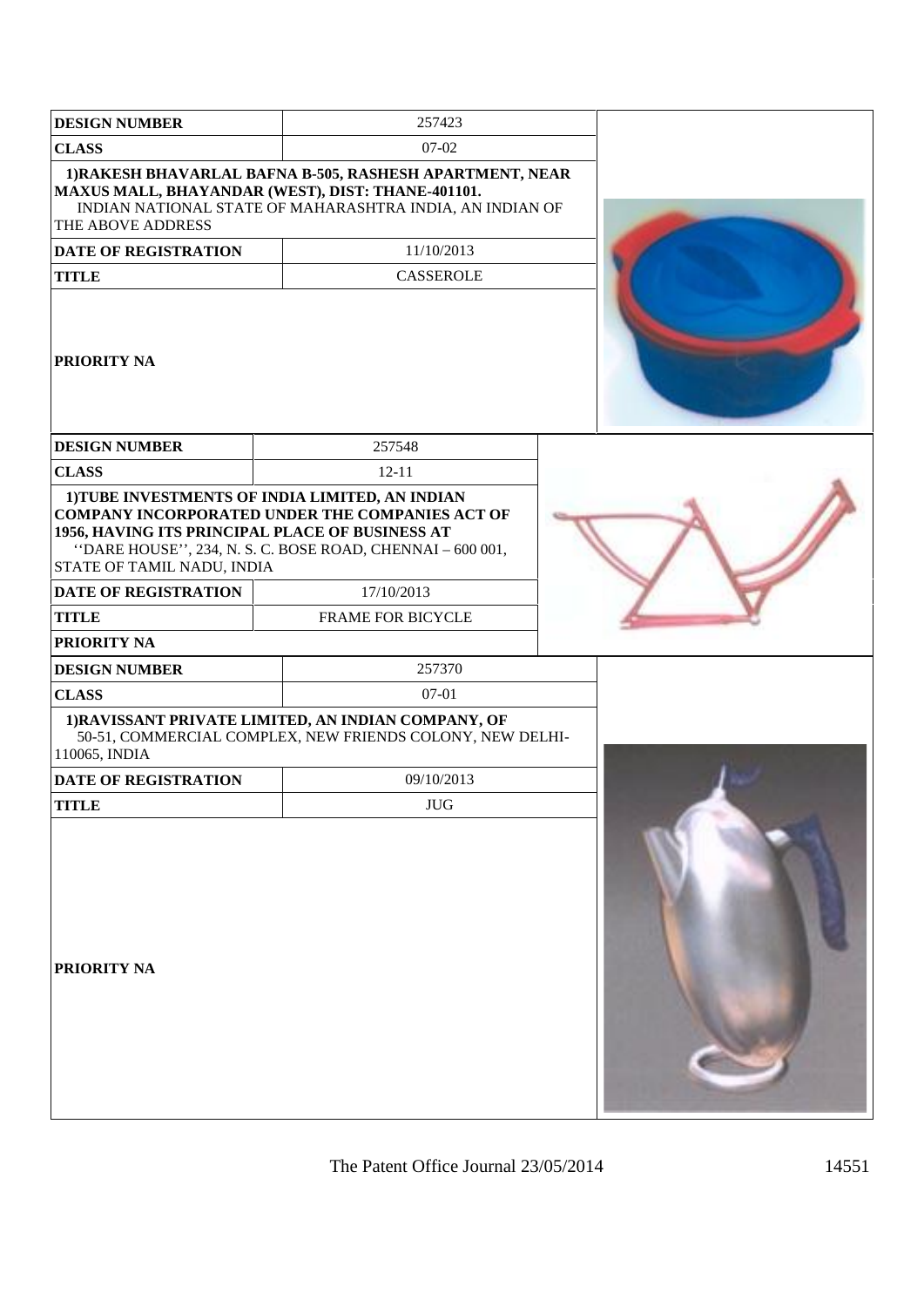| DESIGN NUMBER | 257423 |
|---|---|
| CLASS | 07-02 |
| 1)RAKESH BHAVARLAL BAFNA B-505, RASHESH APARTMENT, NEAR MAXUS MALL, BHAYANDAR (WEST), DIST: THANE-401101. INDIAN NATIONAL STATE OF MAHARASHTRA INDIA, AN INDIAN OF THE ABOVE ADDRESS | |
| DATE OF REGISTRATION | 11/10/2013 |
| TITLE | CASSEROLE |
| PRIORITY NA | |

| DESIGN NUMBER | 257548 |
|---|---|
| CLASS | 12-11 |
| 1)TUBE INVESTMENTS OF INDIA LIMITED, AN INDIAN COMPANY INCORPORATED UNDER THE COMPANIES ACT OF 1956, HAVING ITS PRINCIPAL PLACE OF BUSINESS AT ''DARE HOUSE'', 234, N. S. C. BOSE ROAD, CHENNAI – 600 001, STATE OF TAMIL NADU, INDIA | |
| DATE OF REGISTRATION | 17/10/2013 |
| TITLE | FRAME FOR BICYCLE |
| PRIORITY NA | |

| DESIGN NUMBER | 257370 |
|---|---|
| CLASS | 07-01 |
| 1)RAVISSANT PRIVATE LIMITED, AN INDIAN COMPANY, OF 50-51, COMMERCIAL COMPLEX, NEW FRIENDS COLONY, NEW DELHI-110065, INDIA | |
| DATE OF REGISTRATION | 09/10/2013 |
| TITLE | JUG |
| PRIORITY NA | |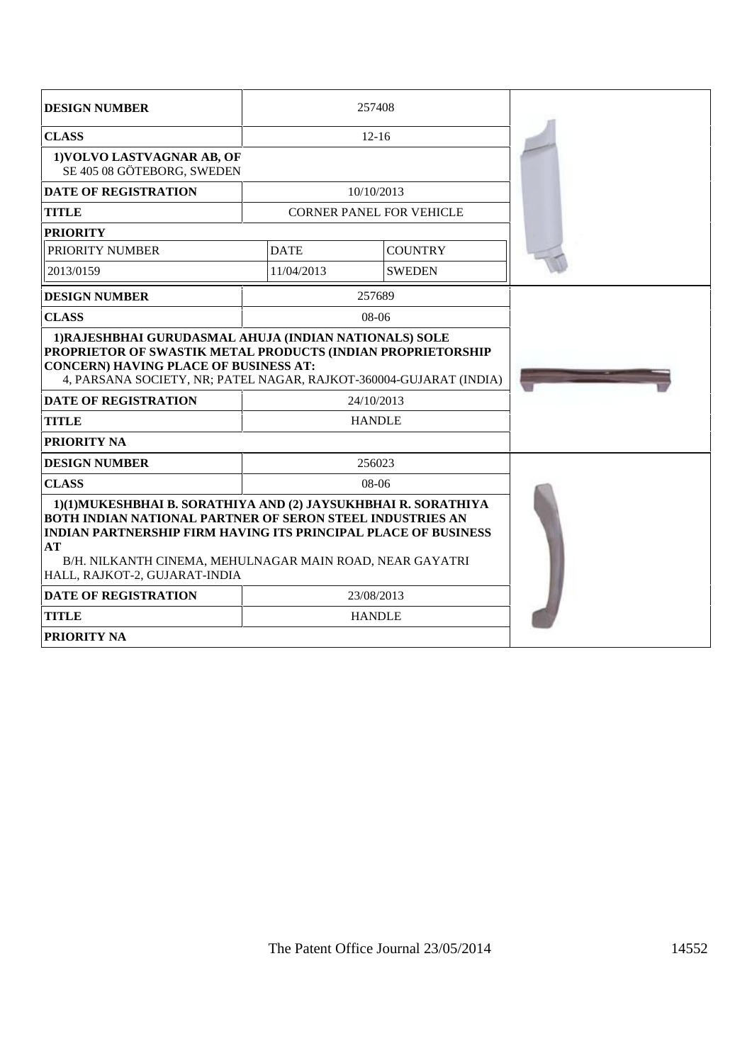| DESIGN NUMBER | 257408 | |
|---|---|---|
| CLASS | 12-16 | |
| 1)VOLVO LASTVAGNAR AB, OF SE 405 08 GÖTEBORG, SWEDEN | | |
| DATE OF REGISTRATION | 10/10/2013 | |
| TITLE | CORNER PANEL FOR VEHICLE | |
| PRIORITY | | |
| PRIORITY NUMBER | DATE | COUNTRY |
| 2013/0159 | 11/04/2013 | SWEDEN |

| DESIGN NUMBER | 257689 |
|---|---|
| CLASS | 08-06 |
| 1)RAJESHBHAI GURUDASMAL AHUJA (INDIAN NATIONALS) SOLE PROPRIETOR OF SWASTIK METAL PRODUCTS (INDIAN PROPRIETORSHIP CONCERN) HAVING PLACE OF BUSINESS AT: 4, PARSANA SOCIETY, NR; PATEL NAGAR, RAJKOT-360004-GUJARAT (INDIA) | |
| DATE OF REGISTRATION | 24/10/2013 |
| TITLE | HANDLE |
| PRIORITY NA | |

| DESIGN NUMBER | 256023 |
|---|---|
| CLASS | 08-06 |
| 1)(1)MUKESHBHAI B. SORATHIYA AND (2) JAYSUKHBHAI R. SORATHIYA BOTH INDIAN NATIONAL PARTNER OF SERON STEEL INDUSTRIES AN INDIAN PARTNERSHIP FIRM HAVING ITS PRINCIPAL PLACE OF BUSINESS AT B/H. NILKANTH CINEMA, MEHULNAGAR MAIN ROAD, NEAR GAYATRI HALL, RAJKOT-2, GUJARAT-INDIA | |
| DATE OF REGISTRATION | 23/08/2013 |
| TITLE | HANDLE |
| PRIORITY NA | |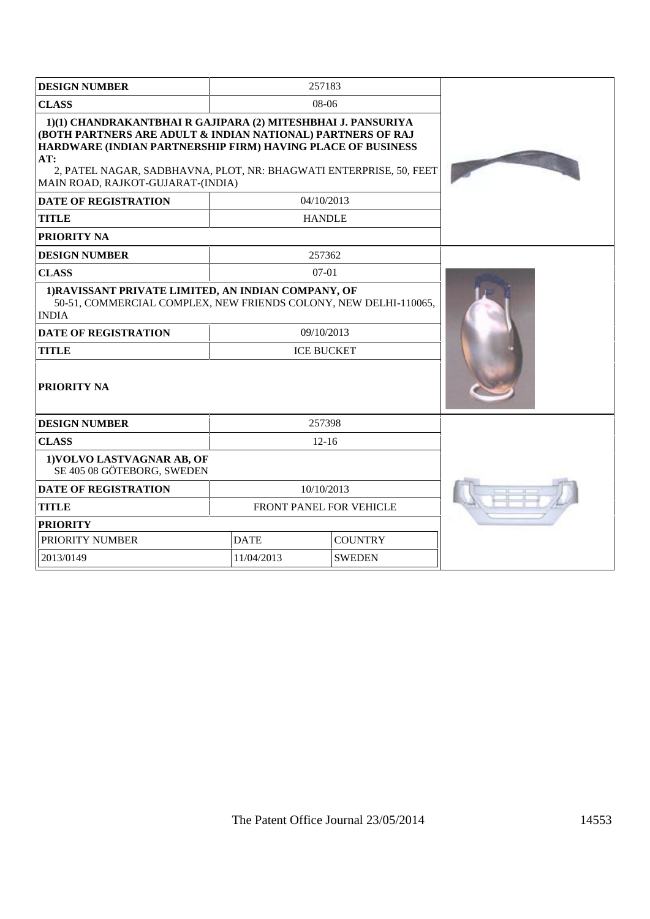| DESIGN NUMBER | 257183 |
| --- | --- |
| CLASS | 08-06 |
| **1)(1) CHANDRAKANTBHAI R GAJIPARA (2) MITESHBHAI J. PANSURIYA (BOTH PARTNERS ARE ADULT & INDIAN NATIONAL) PARTNERS OF RAJ HARDWARE (INDIAN PARTNERSHIP FIRM) HAVING PLACE OF BUSINESS AT:** 2, PATEL NAGAR, SADBHAVNA, PLOT, NR: BHAGWATI ENTERPRISE, 50, FEET MAIN ROAD, RAJKOT-GUJARAT-(INDIA) | |
| DATE OF REGISTRATION | 04/10/2013 |
| TITLE | HANDLE |
| PRIORITY NA | |

| DESIGN NUMBER | 257362 |
| --- | --- |
| CLASS | 07-01 |
| **1)RAVISSANT PRIVATE LIMITED, AN INDIAN COMPANY, OF** 50-51, COMMERCIAL COMPLEX, NEW FRIENDS COLONY, NEW DELHI-110065, INDIA | |
| DATE OF REGISTRATION | 09/10/2013 |
| TITLE | ICE BUCKET |
| PRIORITY NA | |

| DESIGN NUMBER | 257398 | |
| --- | --- | --- |
| CLASS | 12-16 | |
| **1)VOLVO LASTVAGNAR AB, OF** SE 405 08 GÖTEBORG, SWEDEN | | |
| DATE OF REGISTRATION | 10/10/2013 | |
| TITLE | FRONT PANEL FOR VEHICLE | |
| PRIORITY | | |
| PRIORITY NUMBER | DATE | COUNTRY |
| 2013/0149 | 11/04/2013 | SWEDEN |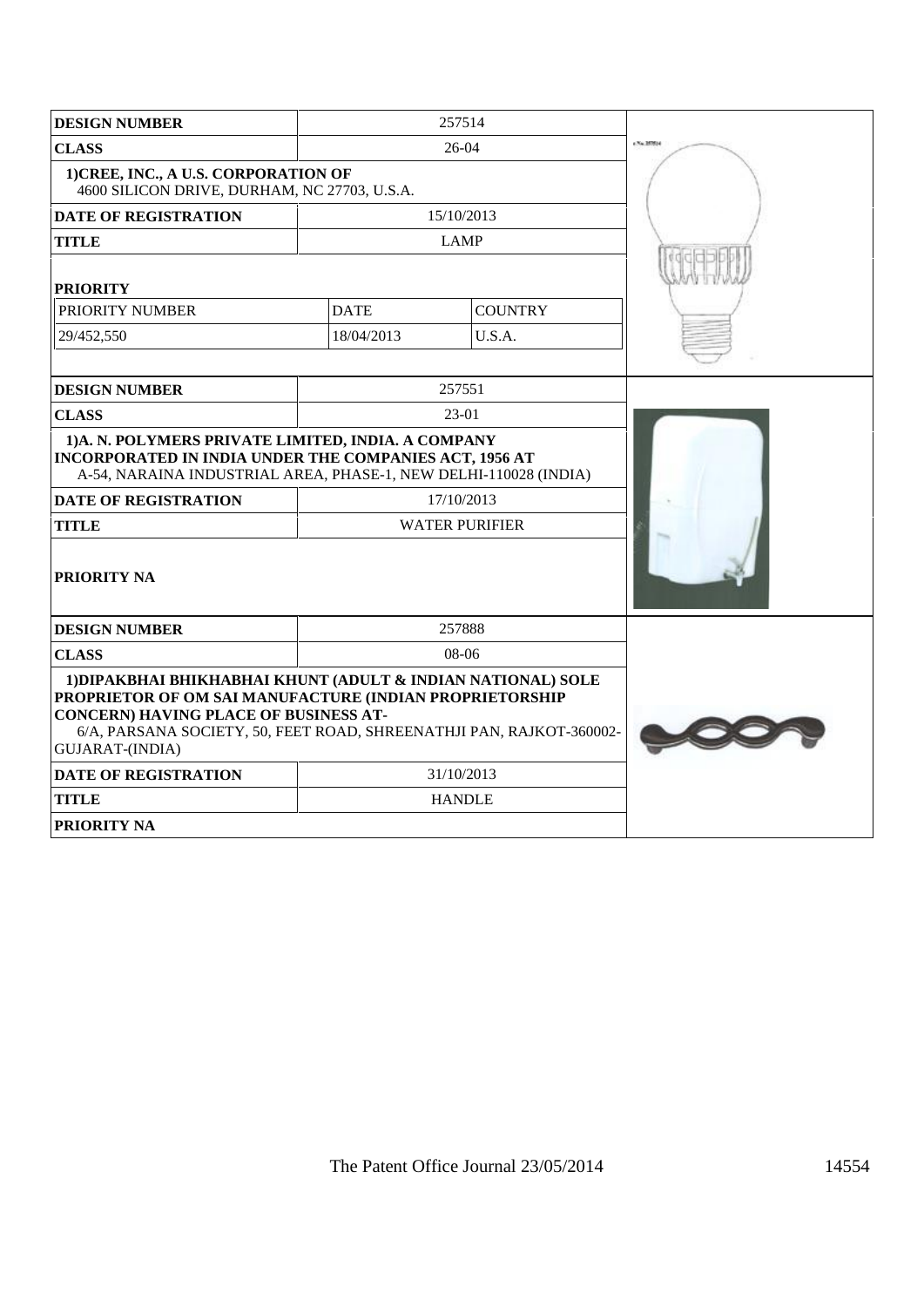| DESIGN NUMBER | 257514 | |
|---|---|---|
| CLASS | 26-04 | |
| 1)CREE, INC., A U.S. CORPORATION OF<br>4600 SILICON DRIVE, DURHAM, NC 27703, U.S.A. | | |
| DATE OF REGISTRATION | 15/10/2013 | |
| TITLE | LAMP | |
| **PRIORITY** | | |
| PRIORITY NUMBER | DATE | COUNTRY |
| 29/452,550 | 18/04/2013 | U.S.A. |

| DESIGN NUMBER | 257551 |
|---|---|
| CLASS | 23-01 |
| 1)A. N. POLYMERS PRIVATE LIMITED, INDIA. A COMPANY INCORPORATED IN INDIA UNDER THE COMPANIES ACT, 1956 AT<br>A-54, NARAINA INDUSTRIAL AREA, PHASE-1, NEW DELHI-110028 (INDIA) | |
| DATE OF REGISTRATION | 17/10/2013 |
| TITLE | WATER PURIFIER |
| PRIORITY NA | |

| DESIGN NUMBER | 257888 |
|---|---|
| CLASS | 08-06 |
| 1)DIPAKBHAI BHIKHABHAI KHUNT (ADULT & INDIAN NATIONAL) SOLE PROPRIETOR OF OM SAI MANUFACTURE (INDIAN PROPRIETORSHIP CONCERN) HAVING PLACE OF BUSINESS AT-<br>6/A, PARSANA SOCIETY, 50, FEET ROAD, SHREENATHJI PAN, RAJKOT-360002-GUJARAT-(INDIA) | |
| DATE OF REGISTRATION | 31/10/2013 |
| TITLE | HANDLE |
| PRIORITY NA | |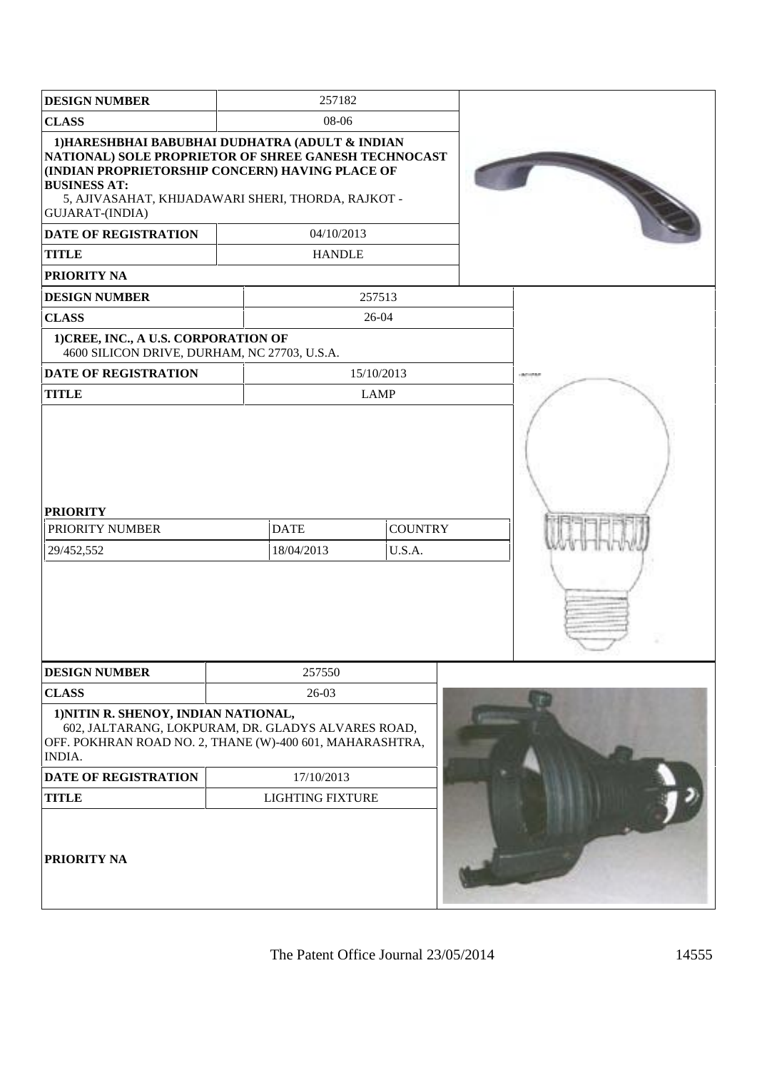| DESIGN NUMBER | 257182 |
|---|---|
| CLASS | 08-06 |
| 1)HARESHBHAI BABUBHAI DUDHATRA (ADULT & INDIAN NATIONAL) SOLE PROPRIETOR OF SHREE GANESH TECHNOCAST (INDIAN PROPRIETORSHIP CONCERN) HAVING PLACE OF BUSINESS AT: 5, AJIVASAHAT, KHIJADAWARI SHERI, THORDA, RAJKOT - GUJARAT-(INDIA) | |
| DATE OF REGISTRATION | 04/10/2013 |
| TITLE | HANDLE |
| PRIORITY NA | |

| DESIGN NUMBER | 257513 | |
|---|---|---|
| CLASS | 26-04 | |
| 1)CREE, INC., A U.S. CORPORATION OF 4600 SILICON DRIVE, DURHAM, NC 27703, U.S.A. | | |
| DATE OF REGISTRATION | 15/10/2013 | |
| TITLE | LAMP | |
| PRIORITY | | |
| PRIORITY NUMBER | DATE | COUNTRY |
| 29/452,552 | 18/04/2013 | U.S.A. |

| DESIGN NUMBER | 257550 |
|---|---|
| CLASS | 26-03 |
| 1)NITIN R. SHENOY, INDIAN NATIONAL, 602, JALTARANG, LOKPURAM, DR. GLADYS ALVARES ROAD, OFF. POKHRAN ROAD NO. 2, THANE (W)-400 601, MAHARASHTRA, INDIA. | |
| DATE OF REGISTRATION | 17/10/2013 |
| TITLE | LIGHTING FIXTURE |
| PRIORITY NA | |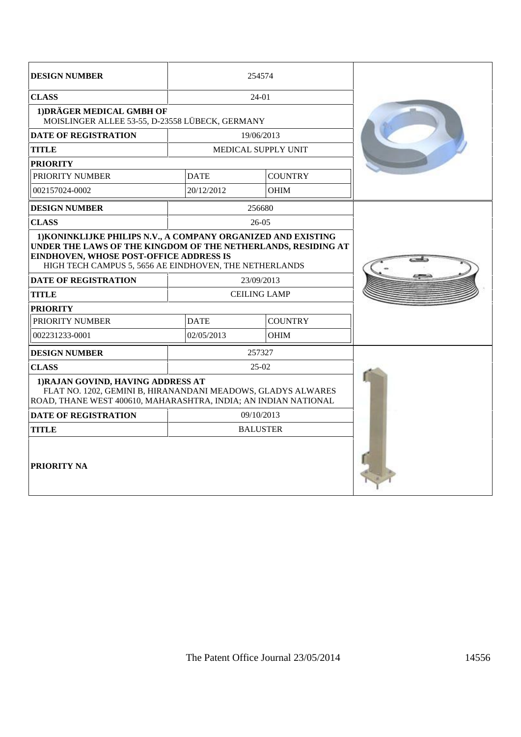| DESIGN NUMBER | 254574 | |
|---|---|---|
| CLASS | 24-01 | |
| **1)DRÄGER MEDICAL GMBH OF** MOISLINGER ALLEE 53-55, D-23558 LÜBECK, GERMANY | | |
| DATE OF REGISTRATION | 19/06/2013 | |
| TITLE | MEDICAL SUPPLY UNIT | |
| PRIORITY | | |
| PRIORITY NUMBER | DATE | COUNTRY |
| 002157024-0002 | 20/12/2012 | OHIM |

| DESIGN NUMBER | 256680 | |
|---|---|---|
| CLASS | 26-05 | |
| **1)KONINKLIJKE PHILIPS N.V., A COMPANY ORGANIZED AND EXISTING UNDER THE LAWS OF THE KINGDOM OF THE NETHERLANDS, RESIDING AT EINDHOVEN, WHOSE POST-OFFICE ADDRESS IS** HIGH TECH CAMPUS 5, 5656 AE EINDHOVEN, THE NETHERLANDS | | |
| DATE OF REGISTRATION | 23/09/2013 | |
| TITLE | CEILING LAMP | |
| PRIORITY | | |
| PRIORITY NUMBER | DATE | COUNTRY |
| 002231233-0001 | 02/05/2013 | OHIM |

| DESIGN NUMBER | 257327 |
|---|---|
| CLASS | 25-02 |
| **1)RAJAN GOVIND, HAVING ADDRESS AT** FLAT NO. 1202, GEMINI B, HIRANANDANI MEADOWS, GLADYS ALWARES ROAD, THANE WEST 400610, MAHARASHTRA, INDIA; AN INDIAN NATIONAL | |
| DATE OF REGISTRATION | 09/10/2013 |
| TITLE | BALUSTER |
| PRIORITY NA | |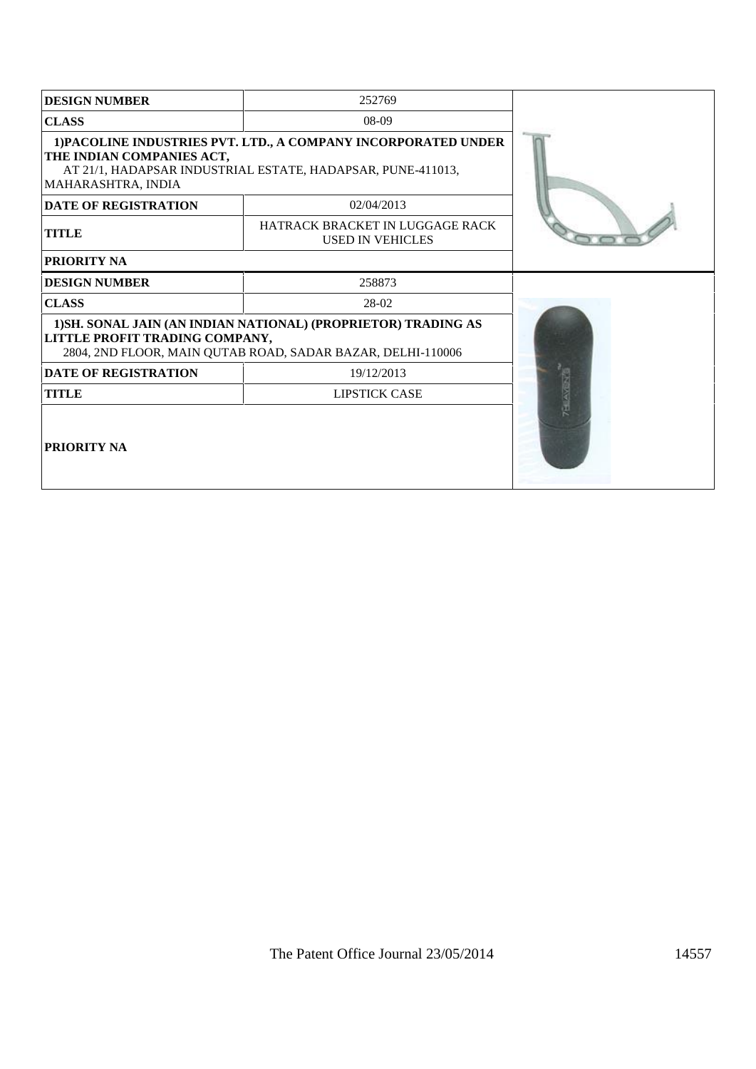| | |
|---|---|
| **DESIGN NUMBER** | 252769 |
| **CLASS** | 08-09 |
| **1)PACOLINE INDUSTRIES PVT. LTD., A COMPANY INCORPORATED UNDER THE INDIAN COMPANIES ACT,** AT 21/1, HADAPSAR INDUSTRIAL ESTATE, HADAPSAR, PUNE-411013, MAHARASHTRA, INDIA | |
| **DATE OF REGISTRATION** | 02/04/2013 |
| **TITLE** | HATRACK BRACKET IN LUGGAGE RACK USED IN VEHICLES |
| **PRIORITY NA** | |

| | |
|---|---|
| **DESIGN NUMBER** | 258873 |
| **CLASS** | 28-02 |
| **1)SH. SONAL JAIN (AN INDIAN NATIONAL) (PROPRIETOR) TRADING AS LITTLE PROFIT TRADING COMPANY,** 2804, 2ND FLOOR, MAIN QUTAB ROAD, SADAR BAZAR, DELHI-110006 | |
| **DATE OF REGISTRATION** | 19/12/2013 |
| **TITLE** | LIPSTICK CASE |
| **PRIORITY NA** | |